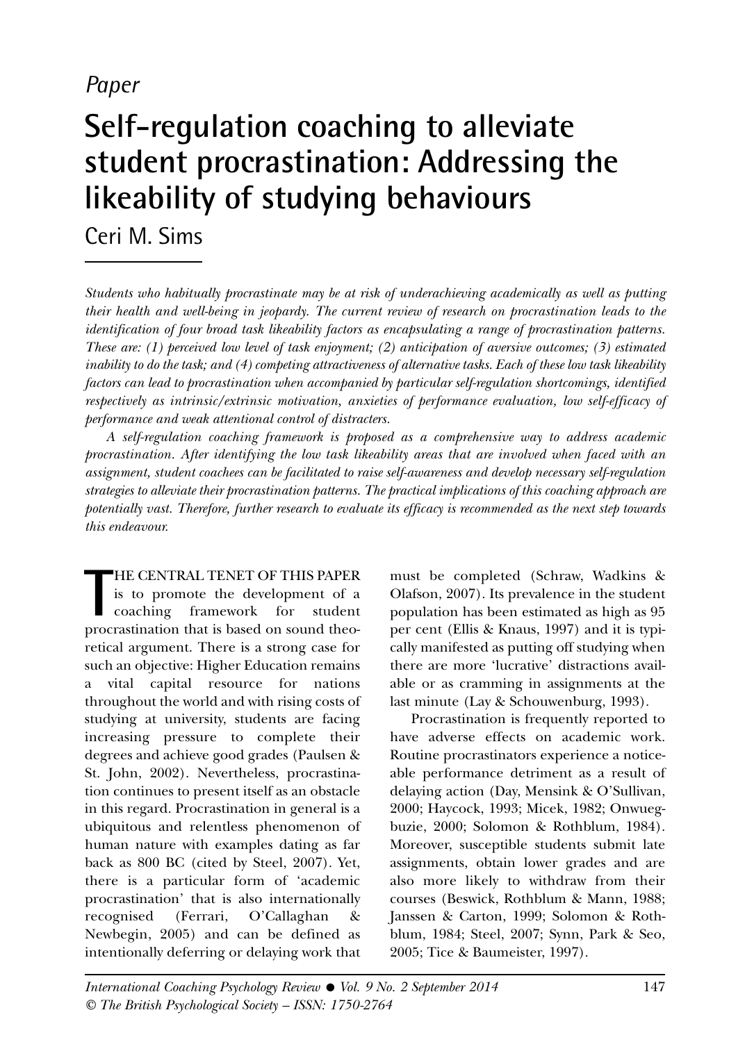*Paper*

# Self-regulation coaching to alleviate student procrastination: Addressing the likeability of studying behaviours

Ceri M. Sims

*Students who habitually procrastinate may be at risk of underachieving academically as well as putting their health and well-being in jeopardy. The current review of research on procrastination leads to the identification of four broad task likeability factors as encapsulating a range of procrastination patterns. These are: (1) perceived low level of task enjoyment; (2) anticipation of aversive outcomes; (3) estimated inability to do the task; and (4) competing attractiveness of alternative tasks. Each of these low task likeability factors can lead to procrastination when accompanied by particular self-regulation shortcomings, identified respectively as intrinsic/extrinsic motivation, anxieties of performance evaluation, low self-efficacy of performance and weak attentional control of distracters.*

*A self-regulation coaching framework is proposed as a comprehensive way to address academic procrastination. After identifying the low task likeability areas that are involved when faced with an assignment, student coachees can be facilitated to raise self-awareness and develop necessary self-regulation strategies to alleviate their procrastination patterns. The practical implications of this coaching approach are potentially vast. Therefore, further research to evaluate its efficacy is recommended as the next step towards this endeavour.*

THE CENTRAL TENET OF THIS PAPER is to promote the development of a coaching framework for student procrastination that is based on sound theoretical argument. There is a strong case for such an objective: Higher Education remains a vital capital resource for nations throughout the world and with rising costs of studying at university, students are facing increasing pressure to complete their degrees and achieve good grades (Paulsen & St. John, 2002). Nevertheless, procrastination continues to present itself as an obstacle in this regard. Procrastination in general is a ubiquitous and relentless phenomenon of human nature with examples dating as far back as 800 BC (cited by Steel, 2007). Yet, there is a particular form of 'academic procrastination' that is also internationally recognised (Ferrari, O'Callaghan & Newbegin, 2005) and can be defined as intentionally deferring or delaying work that must be completed (Schraw, Wadkins & Olafson, 2007). Its prevalence in the student population has been estimated as high as 95 per cent (Ellis & Knaus, 1997) and it is typically manifested as putting off studying when there are more 'lucrative' distractions available or as cramming in assignments at the last minute (Lay & Schouwenburg, 1993).

Procrastination is frequently reported to have adverse effects on academic work. Routine procrastinators experience a noticeable performance detriment as a result of delaying action (Day, Mensink & O'Sullivan, 2000; Haycock, 1993; Micek, 1982; Onwuegbuzie, 2000; Solomon & Rothblum, 1984). Moreover, susceptible students submit late assignments, obtain lower grades and are also more likely to withdraw from their courses (Beswick, Rothblum & Mann, 1988; Janssen & Carton, 1999; Solomon & Rothblum, 1984; Steel, 2007; Synn, Park & Seo, 2005; Tice & Baumeister, 1997).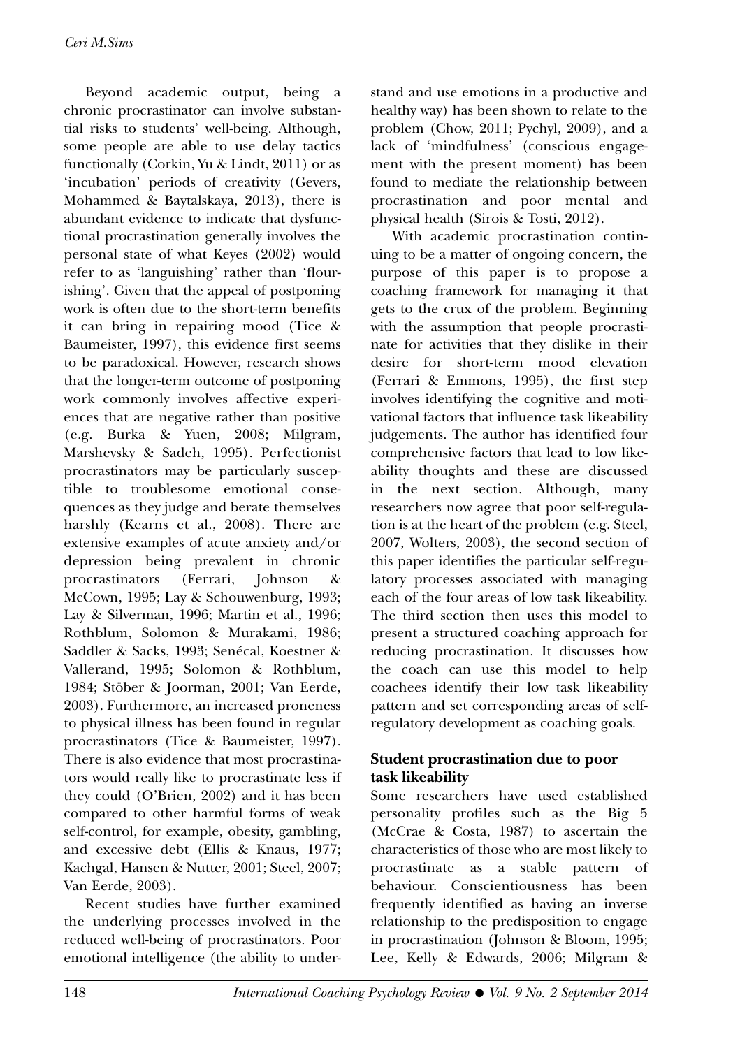Beyond academic output, being a chronic procrastinator can involve substantial risks to students' well-being. Although, some people are able to use delay tactics functionally (Corkin, Yu & Lindt, 2011) or as 'incubation' periods of creativity (Gevers, Mohammed & Baytalskaya, 2013), there is abundant evidence to indicate that dysfunctional procrastination generally involves the personal state of what Keyes (2002) would refer to as 'languishing' rather than 'flourishing'. Given that the appeal of postponing work is often due to the short-term benefits it can bring in repairing mood (Tice & Baumeister, 1997), this evidence first seems to be paradoxical. However, research shows that the longer-term outcome of postponing work commonly involves affective experiences that are negative rather than positive (e.g. Burka & Yuen, 2008; Milgram, Marshevsky & Sadeh, 1995). Perfectionist procrastinators may be particularly susceptible to troublesome emotional consequences as they judge and berate themselves harshly (Kearns et al., 2008). There are extensive examples of acute anxiety and/or depression being prevalent in chronic procrastinators (Ferrari, Johnson & McCown, 1995; Lay & Schouwenburg, 1993; Lay & Silverman, 1996; Martin et al., 1996; Rothblum, Solomon & Murakami, 1986; Saddler & Sacks, 1993; Senécal, Koestner & Vallerand, 1995; Solomon & Rothblum, 1984; Stöber & Joorman, 2001; Van Eerde, 2003). Furthermore, an increased proneness to physical illness has been found in regular procrastinators (Tice & Baumeister, 1997). There is also evidence that most procrastinators would really like to procrastinate less if they could (O'Brien, 2002) and it has been compared to other harmful forms of weak self-control, for example, obesity, gambling, and excessive debt (Ellis & Knaus, 1977; Kachgal, Hansen & Nutter, 2001; Steel, 2007; Van Eerde, 2003).

Recent studies have further examined the underlying processes involved in the reduced well-being of procrastinators. Poor emotional intelligence (the ability to understand and use emotions in a productive and healthy way) has been shown to relate to the problem (Chow, 2011; Pychyl, 2009), and a lack of 'mindfulness' (conscious engagement with the present moment) has been found to mediate the relationship between procrastination and poor mental and physical health (Sirois & Tosti, 2012).

With academic procrastination continuing to be a matter of ongoing concern, the purpose of this paper is to propose a coaching framework for managing it that gets to the crux of the problem. Beginning with the assumption that people procrastinate for activities that they dislike in their desire for short-term mood elevation (Ferrari & Emmons, 1995), the first step involves identifying the cognitive and motivational factors that influence task likeability judgements. The author has identified four comprehensive factors that lead to low likeability thoughts and these are discussed in the next section. Although, many researchers now agree that poor self-regulation is at the heart of the problem (e.g. Steel, 2007, Wolters, 2003), the second section of this paper identifies the particular self-regulatory processes associated with managing each of the four areas of low task likeability. The third section then uses this model to present a structured coaching approach for reducing procrastination. It discusses how the coach can use this model to help coachees identify their low task likeability pattern and set corresponding areas of self-regulatory development as coaching goals.

## Student procrastination due to poor task likeability

Some researchers have used established personality profiles such as the Big 5 (McCrae & Costa, 1987) to ascertain the characteristics of those who are most likely to procrastinate as a stable pattern of behaviour. Conscientiousness has been frequently identified as having an inverse relationship to the predisposition to engage in procrastination (Johnson & Bloom, 1995; Lee, Kelly & Edwards, 2006; Milgram &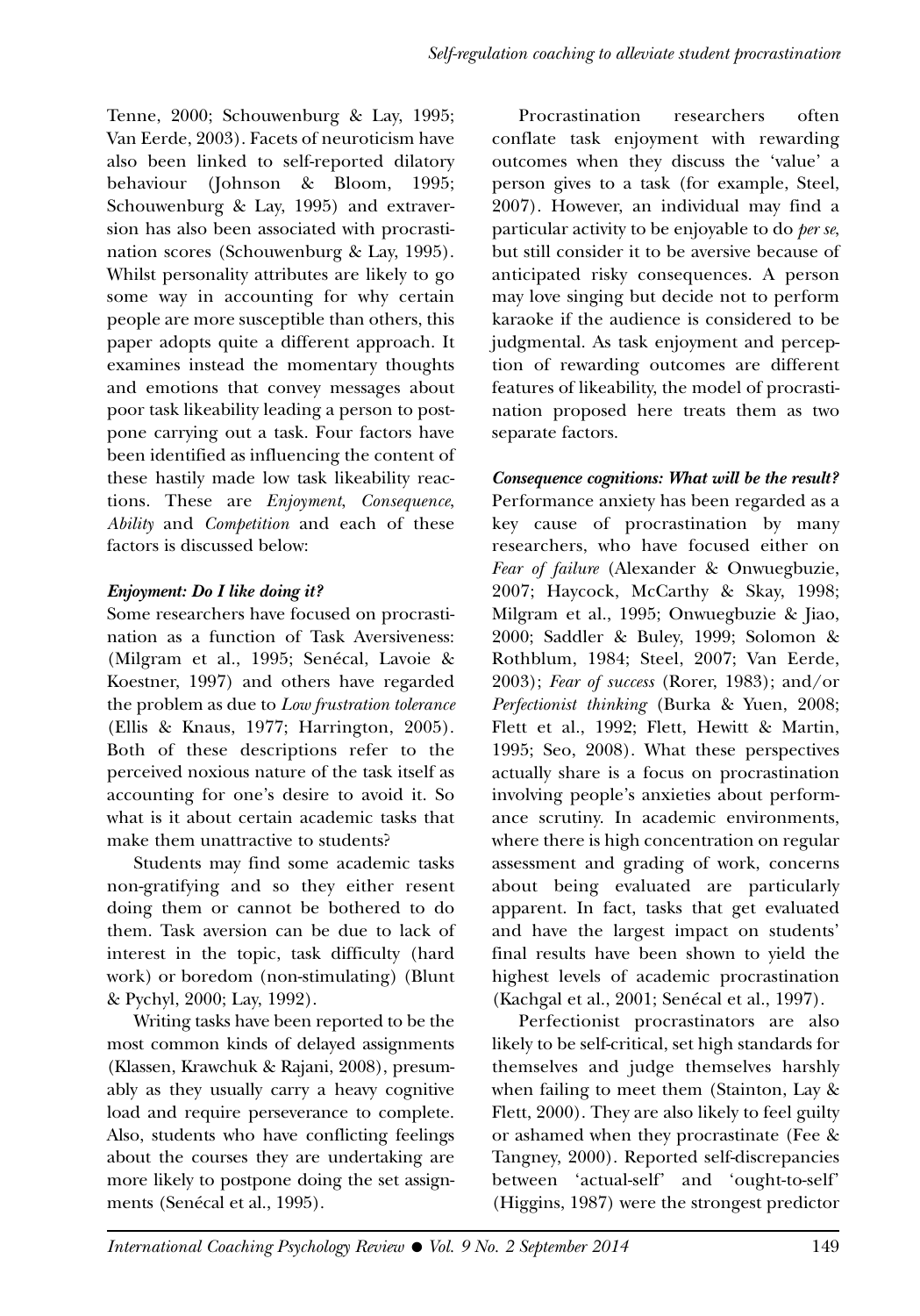Tenne, 2000; Schouwenburg & Lay, 1995; Van Eerde, 2003). Facets of neuroticism have also been linked to self-reported dilatory behaviour (Johnson & Bloom, 1995; Schouwenburg & Lay, 1995) and extraversion has also been associated with procrastination scores (Schouwenburg & Lay, 1995). Whilst personality attributes are likely to go some way in accounting for why certain people are more susceptible than others, this paper adopts quite a different approach. It examines instead the momentary thoughts and emotions that convey messages about poor task likeability leading a person to postpone carrying out a task. Four factors have been identified as influencing the content of these hastily made low task likeability reactions. These are *Enjoyment*, *Consequence*, *Ability* and *Competition* and each of these factors is discussed below:

***Enjoyment: Do I like doing it?***

Some researchers have focused on procrastination as a function of Task Aversiveness: (Milgram et al., 1995; Senécal, Lavoie & Koestner, 1997) and others have regarded the problem as due to *Low frustration tolerance* (Ellis & Knaus, 1977; Harrington, 2005). Both of these descriptions refer to the perceived noxious nature of the task itself as accounting for one's desire to avoid it. So what is it about certain academic tasks that make them unattractive to students?

Students may find some academic tasks non-gratifying and so they either resent doing them or cannot be bothered to do them. Task aversion can be due to lack of interest in the topic, task difficulty (hard work) or boredom (non-stimulating) (Blunt & Pychyl, 2000; Lay, 1992).

Writing tasks have been reported to be the most common kinds of delayed assignments (Klassen, Krawchuk & Rajani, 2008), presumably as they usually carry a heavy cognitive load and require perseverance to complete. Also, students who have conflicting feelings about the courses they are undertaking are more likely to postpone doing the set assignments (Senécal et al., 1995).

Procrastination researchers often conflate task enjoyment with rewarding outcomes when they discuss the 'value' a person gives to a task (for example, Steel, 2007). However, an individual may find a particular activity to be enjoyable to do *per se*, but still consider it to be aversive because of anticipated risky consequences. A person may love singing but decide not to perform karaoke if the audience is considered to be judgmental. As task enjoyment and perception of rewarding outcomes are different features of likeability, the model of procrastination proposed here treats them as two separate factors.

***Consequence cognitions: What will be the result?***

Performance anxiety has been regarded as a key cause of procrastination by many researchers, who have focused either on *Fear of failure* (Alexander & Onwuegbuzie, 2007; Haycock, McCarthy & Skay, 1998; Milgram et al., 1995; Onwuegbuzie & Jiao, 2000; Saddler & Buley, 1999; Solomon & Rothblum, 1984; Steel, 2007; Van Eerde, 2003); *Fear of success* (Rorer, 1983); and/or *Perfectionist thinking* (Burka & Yuen, 2008; Flett et al., 1992; Flett, Hewitt & Martin, 1995; Seo, 2008). What these perspectives actually share is a focus on procrastination involving people's anxieties about performance scrutiny. In academic environments, where there is high concentration on regular assessment and grading of work, concerns about being evaluated are particularly apparent. In fact, tasks that get evaluated and have the largest impact on students' final results have been shown to yield the highest levels of academic procrastination (Kachgal et al., 2001; Senécal et al., 1997).

Perfectionist procrastinators are also likely to be self-critical, set high standards for themselves and judge themselves harshly when failing to meet them (Stainton, Lay & Flett, 2000). They are also likely to feel guilty or ashamed when they procrastinate (Fee & Tangney, 2000). Reported self-discrepancies between 'actual-self' and 'ought-to-self' (Higgins, 1987) were the strongest predictor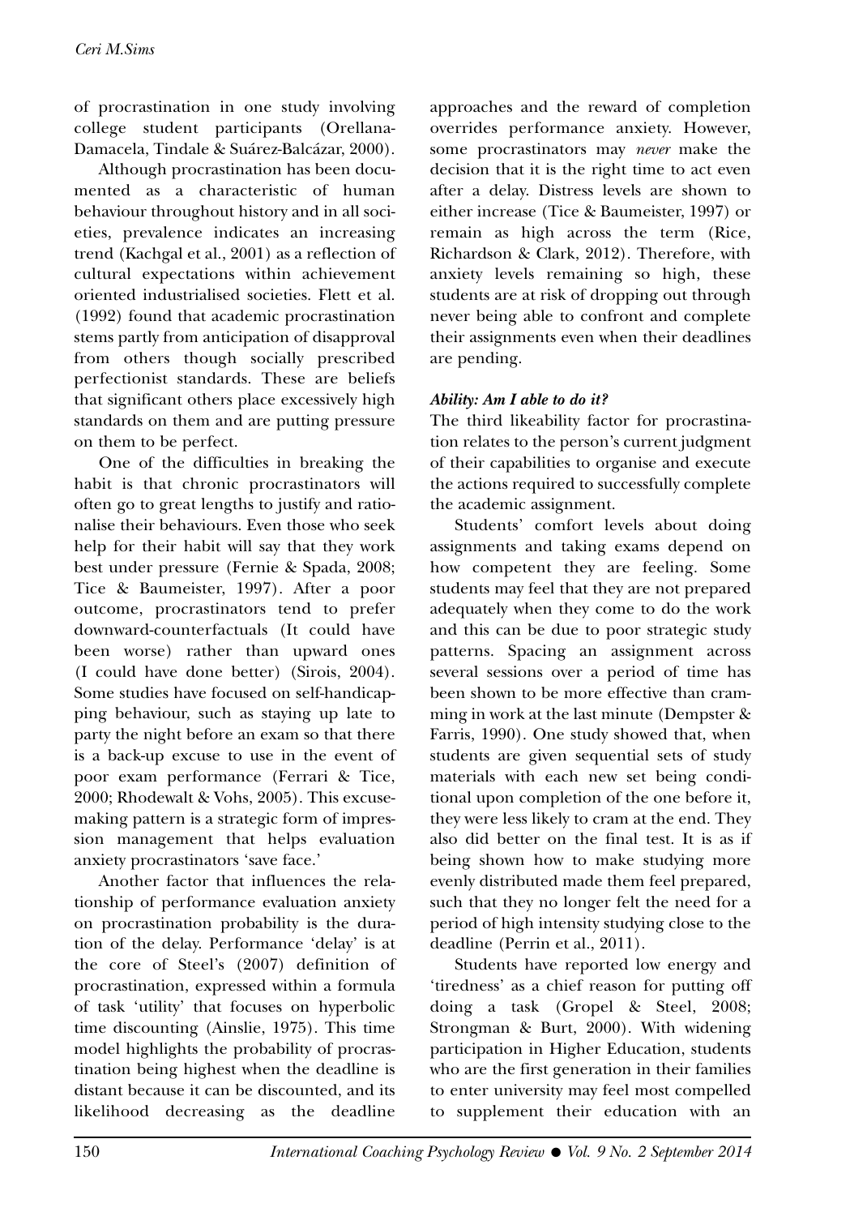of procrastination in one study involving college student participants (Orellana-Damacela, Tindale & Suárez-Balcázar, 2000).

Although procrastination has been documented as a characteristic of human behaviour throughout history and in all societies, prevalence indicates an increasing trend (Kachgal et al., 2001) as a reflection of cultural expectations within achievement oriented industrialised societies. Flett et al. (1992) found that academic procrastination stems partly from anticipation of disapproval from others though socially prescribed perfectionist standards. These are beliefs that significant others place excessively high standards on them and are putting pressure on them to be perfect.

One of the difficulties in breaking the habit is that chronic procrastinators will often go to great lengths to justify and rationalise their behaviours. Even those who seek help for their habit will say that they work best under pressure (Fernie & Spada, 2008; Tice & Baumeister, 1997). After a poor outcome, procrastinators tend to prefer downward-counterfactuals (It could have been worse) rather than upward ones (I could have done better) (Sirois, 2004). Some studies have focused on self-handicapping behaviour, such as staying up late to party the night before an exam so that there is a back-up excuse to use in the event of poor exam performance (Ferrari & Tice, 2000; Rhodewalt & Vohs, 2005). This excuse-making pattern is a strategic form of impression management that helps evaluation anxiety procrastinators 'save face.'

Another factor that influences the relationship of performance evaluation anxiety on procrastination probability is the duration of the delay. Performance 'delay' is at the core of Steel's (2007) definition of procrastination, expressed within a formula of task 'utility' that focuses on hyperbolic time discounting (Ainslie, 1975). This time model highlights the probability of procrastination being highest when the deadline is distant because it can be discounted, and its likelihood decreasing as the deadline approaches and the reward of completion overrides performance anxiety. However, some procrastinators may *never* make the decision that it is the right time to act even after a delay. Distress levels are shown to either increase (Tice & Baumeister, 1997) or remain as high across the term (Rice, Richardson & Clark, 2012). Therefore, with anxiety levels remaining so high, these students are at risk of dropping out through never being able to confront and complete their assignments even when their deadlines are pending.

### *Ability: Am I able to do it?*

The third likeability factor for procrastination relates to the person's current judgment of their capabilities to organise and execute the actions required to successfully complete the academic assignment.

Students' comfort levels about doing assignments and taking exams depend on how competent they are feeling. Some students may feel that they are not prepared adequately when they come to do the work and this can be due to poor strategic study patterns. Spacing an assignment across several sessions over a period of time has been shown to be more effective than cramming in work at the last minute (Dempster & Farris, 1990). One study showed that, when students are given sequential sets of study materials with each new set being conditional upon completion of the one before it, they were less likely to cram at the end. They also did better on the final test. It is as if being shown how to make studying more evenly distributed made them feel prepared, such that they no longer felt the need for a period of high intensity studying close to the deadline (Perrin et al., 2011).

Students have reported low energy and 'tiredness' as a chief reason for putting off doing a task (Gropel & Steel, 2008; Strongman & Burt, 2000). With widening participation in Higher Education, students who are the first generation in their families to enter university may feel most compelled to supplement their education with an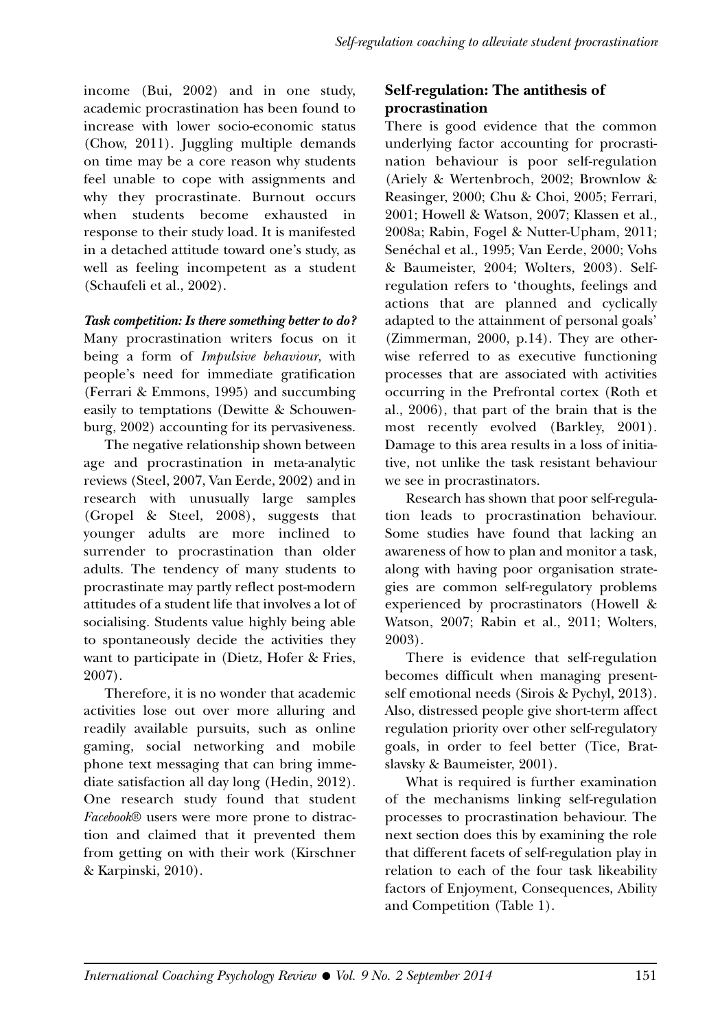income (Bui, 2002) and in one study, academic procrastination has been found to increase with lower socio-economic status (Chow, 2011). Juggling multiple demands on time may be a core reason why students feel unable to cope with assignments and why they procrastinate. Burnout occurs when students become exhausted in response to their study load. It is manifested in a detached attitude toward one's study, as well as feeling incompetent as a student (Schaufeli et al., 2002).

***Task competition: Is there something better to do?***
Many procrastination writers focus on it being a form of *Impulsive behaviour*, with people's need for immediate gratification (Ferrari & Emmons, 1995) and succumbing easily to temptations (Dewitte & Schouwenburg, 2002) accounting for its pervasiveness.

The negative relationship shown between age and procrastination in meta-analytic reviews (Steel, 2007, Van Eerde, 2002) and in research with unusually large samples (Gropel & Steel, 2008), suggests that younger adults are more inclined to surrender to procrastination than older adults. The tendency of many students to procrastinate may partly reflect post-modern attitudes of a student life that involves a lot of socialising. Students value highly being able to spontaneously decide the activities they want to participate in (Dietz, Hofer & Fries, 2007).

Therefore, it is no wonder that academic activities lose out over more alluring and readily available pursuits, such as online gaming, social networking and mobile phone text messaging that can bring immediate satisfaction all day long (Hedin, 2012). One research study found that student *Facebook*® users were more prone to distraction and claimed that it prevented them from getting on with their work (Kirschner & Karpinski, 2010).

### Self-regulation: The antithesis of procrastination

There is good evidence that the common underlying factor accounting for procrastination behaviour is poor self-regulation (Ariely & Wertenbroch, 2002; Brownlow & Reasinger, 2000; Chu & Choi, 2005; Ferrari, 2001; Howell & Watson, 2007; Klassen et al., 2008a; Rabin, Fogel & Nutter-Upham, 2011; Senéchal et al., 1995; Van Eerde, 2000; Vohs & Baumeister, 2004; Wolters, 2003). Self-regulation refers to 'thoughts, feelings and actions that are planned and cyclically adapted to the attainment of personal goals' (Zimmerman, 2000, p.14). They are otherwise referred to as executive functioning processes that are associated with activities occurring in the Prefrontal cortex (Roth et al., 2006), that part of the brain that is the most recently evolved (Barkley, 2001). Damage to this area results in a loss of initiative, not unlike the task resistant behaviour we see in procrastinators.

Research has shown that poor self-regulation leads to procrastination behaviour. Some studies have found that lacking an awareness of how to plan and monitor a task, along with having poor organisation strategies are common self-regulatory problems experienced by procrastinators (Howell & Watson, 2007; Rabin et al., 2011; Wolters, 2003).

There is evidence that self-regulation becomes difficult when managing present-self emotional needs (Sirois & Pychyl, 2013). Also, distressed people give short-term affect regulation priority over other self-regulatory goals, in order to feel better (Tice, Bratslavsky & Baumeister, 2001).

What is required is further examination of the mechanisms linking self-regulation processes to procrastination behaviour. The next section does this by examining the role that different facets of self-regulation play in relation to each of the four task likeability factors of Enjoyment, Consequences, Ability and Competition (Table 1).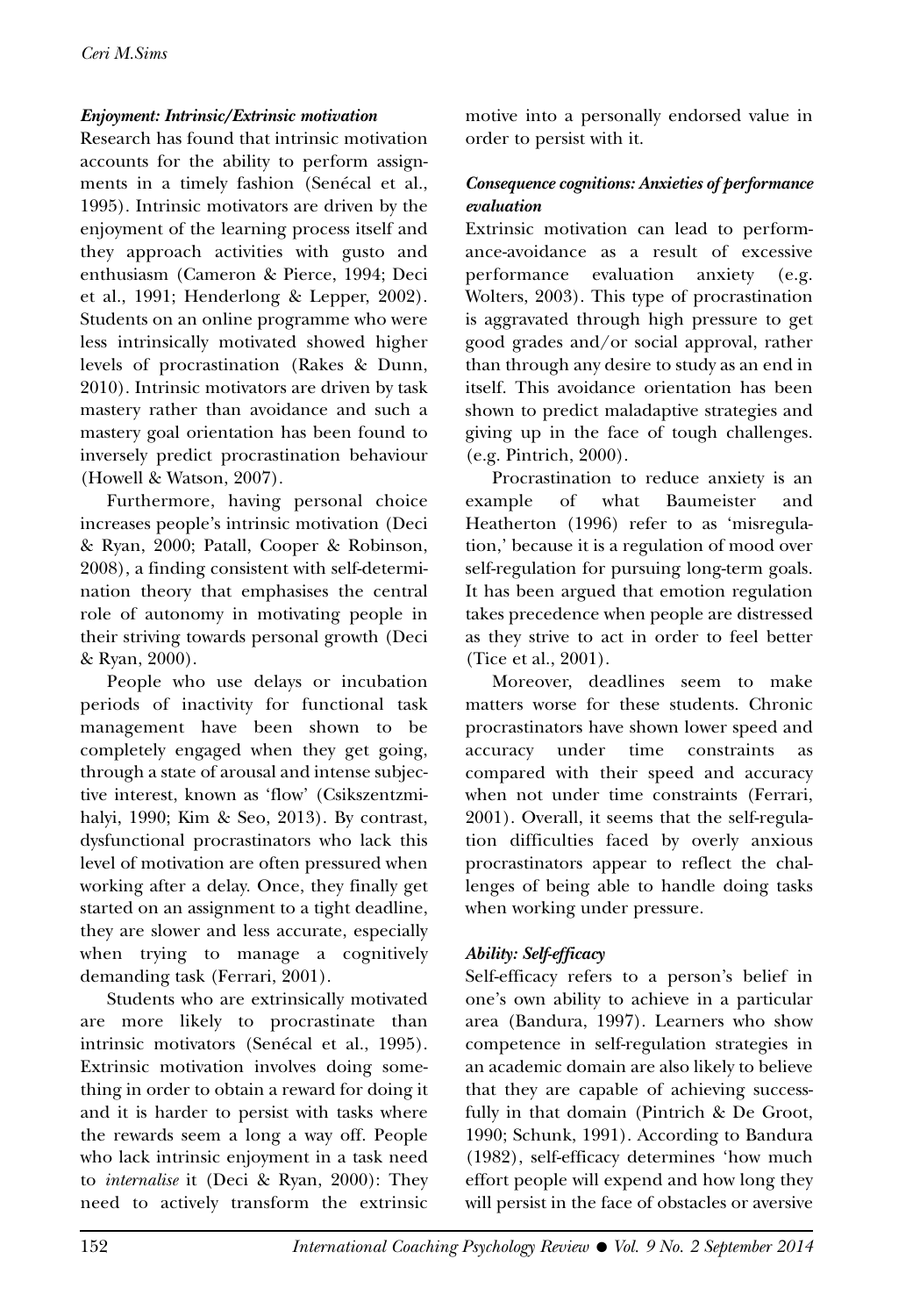### *Enjoyment: Intrinsic/Extrinsic motivation*

Research has found that intrinsic motivation accounts for the ability to perform assignments in a timely fashion (Senécal et al., 1995). Intrinsic motivators are driven by the enjoyment of the learning process itself and they approach activities with gusto and enthusiasm (Cameron & Pierce, 1994; Deci et al., 1991; Henderlong & Lepper, 2002). Students on an online programme who were less intrinsically motivated showed higher levels of procrastination (Rakes & Dunn, 2010). Intrinsic motivators are driven by task mastery rather than avoidance and such a mastery goal orientation has been found to inversely predict procrastination behaviour (Howell & Watson, 2007).

Furthermore, having personal choice increases people's intrinsic motivation (Deci & Ryan, 2000; Patall, Cooper & Robinson, 2008), a finding consistent with self-determination theory that emphasises the central role of autonomy in motivating people in their striving towards personal growth (Deci & Ryan, 2000).

People who use delays or incubation periods of inactivity for functional task management have been shown to be completely engaged when they get going, through a state of arousal and intense subjective interest, known as 'flow' (Csikszentzmihalyi, 1990; Kim & Seo, 2013). By contrast, dysfunctional procrastinators who lack this level of motivation are often pressured when working after a delay. Once, they finally get started on an assignment to a tight deadline, they are slower and less accurate, especially when trying to manage a cognitively demanding task (Ferrari, 2001).

Students who are extrinsically motivated are more likely to procrastinate than intrinsic motivators (Senécal et al., 1995). Extrinsic motivation involves doing something in order to obtain a reward for doing it and it is harder to persist with tasks where the rewards seem a long a way off. People who lack intrinsic enjoyment in a task need to *internalise* it (Deci & Ryan, 2000): They need to actively transform the extrinsic motive into a personally endorsed value in order to persist with it.

### *Consequence cognitions: Anxieties of performance evaluation*

Extrinsic motivation can lead to performance-avoidance as a result of excessive performance evaluation anxiety (e.g. Wolters, 2003). This type of procrastination is aggravated through high pressure to get good grades and/or social approval, rather than through any desire to study as an end in itself. This avoidance orientation has been shown to predict maladaptive strategies and giving up in the face of tough challenges. (e.g. Pintrich, 2000).

Procrastination to reduce anxiety is an example of what Baumeister and Heatherton (1996) refer to as 'misregulation,' because it is a regulation of mood over self-regulation for pursuing long-term goals. It has been argued that emotion regulation takes precedence when people are distressed as they strive to act in order to feel better (Tice et al., 2001).

Moreover, deadlines seem to make matters worse for these students. Chronic procrastinators have shown lower speed and accuracy under time constraints as compared with their speed and accuracy when not under time constraints (Ferrari, 2001). Overall, it seems that the self-regulation difficulties faced by overly anxious procrastinators appear to reflect the challenges of being able to handle doing tasks when working under pressure.

### *Ability: Self-efficacy*

Self-efficacy refers to a person's belief in one's own ability to achieve in a particular area (Bandura, 1997). Learners who show competence in self-regulation strategies in an academic domain are also likely to believe that they are capable of achieving successfully in that domain (Pintrich & De Groot, 1990; Schunk, 1991). According to Bandura (1982), self-efficacy determines 'how much effort people will expend and how long they will persist in the face of obstacles or aversive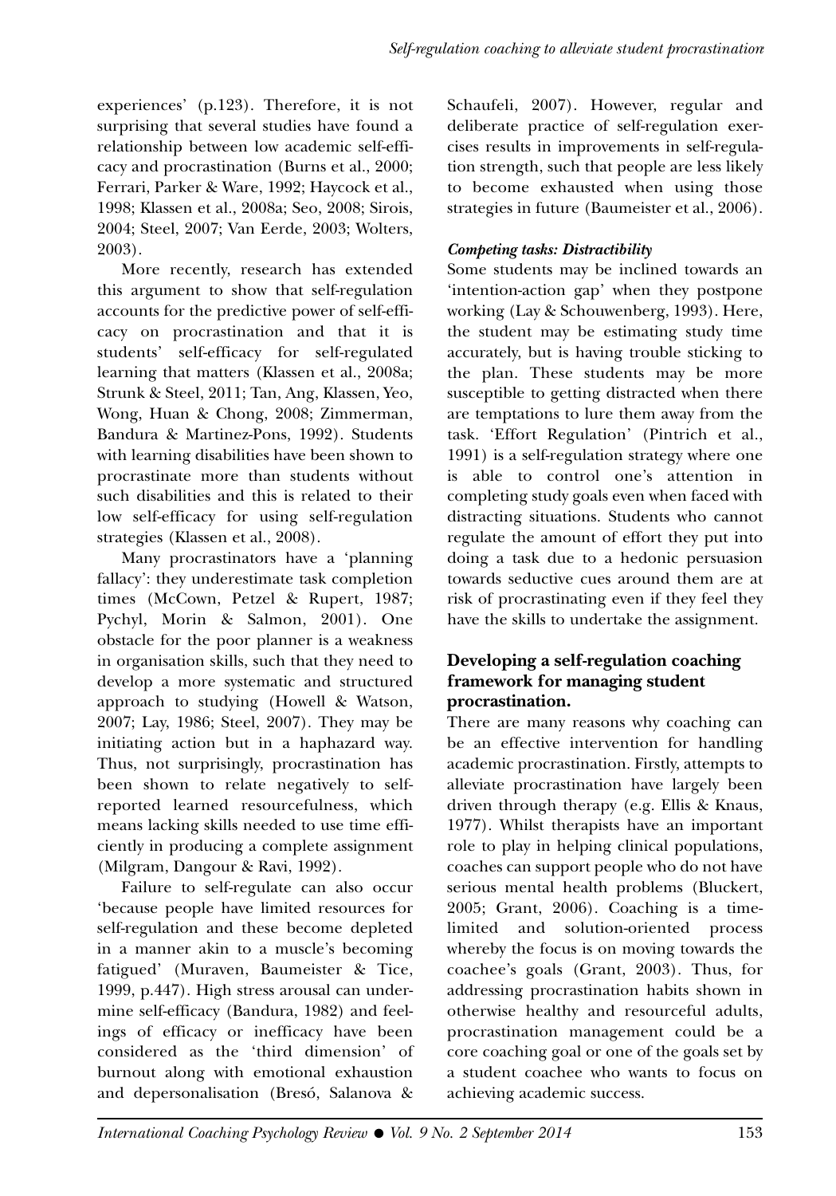experiences' (p.123). Therefore, it is not surprising that several studies have found a relationship between low academic self-efficacy and procrastination (Burns et al., 2000; Ferrari, Parker & Ware, 1992; Haycock et al., 1998; Klassen et al., 2008a; Seo, 2008; Sirois, 2004; Steel, 2007; Van Eerde, 2003; Wolters, 2003).

More recently, research has extended this argument to show that self-regulation accounts for the predictive power of self-efficacy on procrastination and that it is students' self-efficacy for self-regulated learning that matters (Klassen et al., 2008a; Strunk & Steel, 2011; Tan, Ang, Klassen, Yeo, Wong, Huan & Chong, 2008; Zimmerman, Bandura & Martinez-Pons, 1992). Students with learning disabilities have been shown to procrastinate more than students without such disabilities and this is related to their low self-efficacy for using self-regulation strategies (Klassen et al., 2008).

Many procrastinators have a 'planning fallacy': they underestimate task completion times (McCown, Petzel & Rupert, 1987; Pychyl, Morin & Salmon, 2001). One obstacle for the poor planner is a weakness in organisation skills, such that they need to develop a more systematic and structured approach to studying (Howell & Watson, 2007; Lay, 1986; Steel, 2007). They may be initiating action but in a haphazard way. Thus, not surprisingly, procrastination has been shown to relate negatively to self-reported learned resourcefulness, which means lacking skills needed to use time efficiently in producing a complete assignment (Milgram, Dangour & Ravi, 1992).

Failure to self-regulate can also occur 'because people have limited resources for self-regulation and these become depleted in a manner akin to a muscle's becoming fatigued' (Muraven, Baumeister & Tice, 1999, p.447). High stress arousal can undermine self-efficacy (Bandura, 1982) and feelings of efficacy or inefficacy have been considered as the 'third dimension' of burnout along with emotional exhaustion and depersonalisation (Bresó, Salanova & Schaufeli, 2007). However, regular and deliberate practice of self-regulation exercises results in improvements in self-regulation strength, such that people are less likely to become exhausted when using those strategies in future (Baumeister et al., 2006).

#### *Competing tasks: Distractibility*

Some students may be inclined towards an 'intention-action gap' when they postpone working (Lay & Schouwenberg, 1993). Here, the student may be estimating study time accurately, but is having trouble sticking to the plan. These students may be more susceptible to getting distracted when there are temptations to lure them away from the task. 'Effort Regulation' (Pintrich et al., 1991) is a self-regulation strategy where one is able to control one's attention in completing study goals even when faced with distracting situations. Students who cannot regulate the amount of effort they put into doing a task due to a hedonic persuasion towards seductive cues around them are at risk of procrastinating even if they feel they have the skills to undertake the assignment.

### **Developing a self-regulation coaching framework for managing student procrastination.**

There are many reasons why coaching can be an effective intervention for handling academic procrastination. Firstly, attempts to alleviate procrastination have largely been driven through therapy (e.g. Ellis & Knaus, 1977). Whilst therapists have an important role to play in helping clinical populations, coaches can support people who do not have serious mental health problems (Bluckert, 2005; Grant, 2006). Coaching is a time-limited and solution-oriented process whereby the focus is on moving towards the coachee's goals (Grant, 2003). Thus, for addressing procrastination habits shown in otherwise healthy and resourceful adults, procrastination management could be a core coaching goal or one of the goals set by a student coachee who wants to focus on achieving academic success.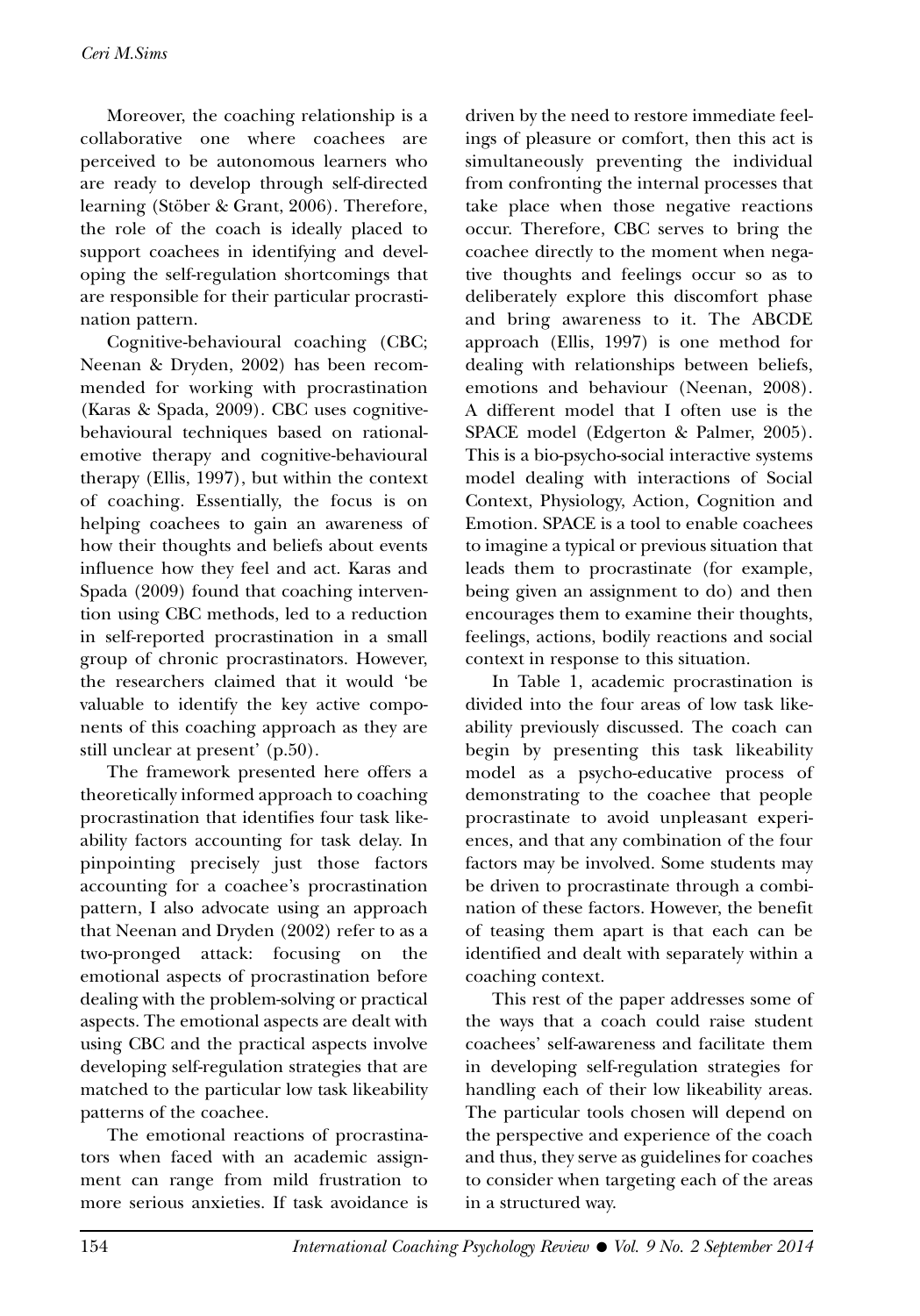Moreover, the coaching relationship is a collaborative one where coachees are perceived to be autonomous learners who are ready to develop through self-directed learning (Stöber & Grant, 2006). Therefore, the role of the coach is ideally placed to support coachees in identifying and developing the self-regulation shortcomings that are responsible for their particular procrastination pattern.

Cognitive-behavioural coaching (CBC; Neenan & Dryden, 2002) has been recommended for working with procrastination (Karas & Spada, 2009). CBC uses cognitive-behavioural techniques based on rational-emotive therapy and cognitive-behavioural therapy (Ellis, 1997), but within the context of coaching. Essentially, the focus is on helping coachees to gain an awareness of how their thoughts and beliefs about events influence how they feel and act. Karas and Spada (2009) found that coaching intervention using CBC methods, led to a reduction in self-reported procrastination in a small group of chronic procrastinators. However, the researchers claimed that it would 'be valuable to identify the key active components of this coaching approach as they are still unclear at present' (p.50).

The framework presented here offers a theoretically informed approach to coaching procrastination that identifies four task likeability factors accounting for task delay. In pinpointing precisely just those factors accounting for a coachee's procrastination pattern, I also advocate using an approach that Neenan and Dryden (2002) refer to as a two-pronged attack: focusing on the emotional aspects of procrastination before dealing with the problem-solving or practical aspects. The emotional aspects are dealt with using CBC and the practical aspects involve developing self-regulation strategies that are matched to the particular low task likeability patterns of the coachee.

The emotional reactions of procrastinators when faced with an academic assignment can range from mild frustration to more serious anxieties. If task avoidance is driven by the need to restore immediate feelings of pleasure or comfort, then this act is simultaneously preventing the individual from confronting the internal processes that take place when those negative reactions occur. Therefore, CBC serves to bring the coachee directly to the moment when negative thoughts and feelings occur so as to deliberately explore this discomfort phase and bring awareness to it. The ABCDE approach (Ellis, 1997) is one method for dealing with relationships between beliefs, emotions and behaviour (Neenan, 2008). A different model that I often use is the SPACE model (Edgerton & Palmer, 2005). This is a bio-psycho-social interactive systems model dealing with interactions of Social Context, Physiology, Action, Cognition and Emotion. SPACE is a tool to enable coachees to imagine a typical or previous situation that leads them to procrastinate (for example, being given an assignment to do) and then encourages them to examine their thoughts, feelings, actions, bodily reactions and social context in response to this situation.

In Table 1, academic procrastination is divided into the four areas of low task likeability previously discussed. The coach can begin by presenting this task likeability model as a psycho-educative process of demonstrating to the coachee that people procrastinate to avoid unpleasant experiences, and that any combination of the four factors may be involved. Some students may be driven to procrastinate through a combination of these factors. However, the benefit of teasing them apart is that each can be identified and dealt with separately within a coaching context.

This rest of the paper addresses some of the ways that a coach could raise student coachees' self-awareness and facilitate them in developing self-regulation strategies for handling each of their low likeability areas. The particular tools chosen will depend on the perspective and experience of the coach and thus, they serve as guidelines for coaches to consider when targeting each of the areas in a structured way.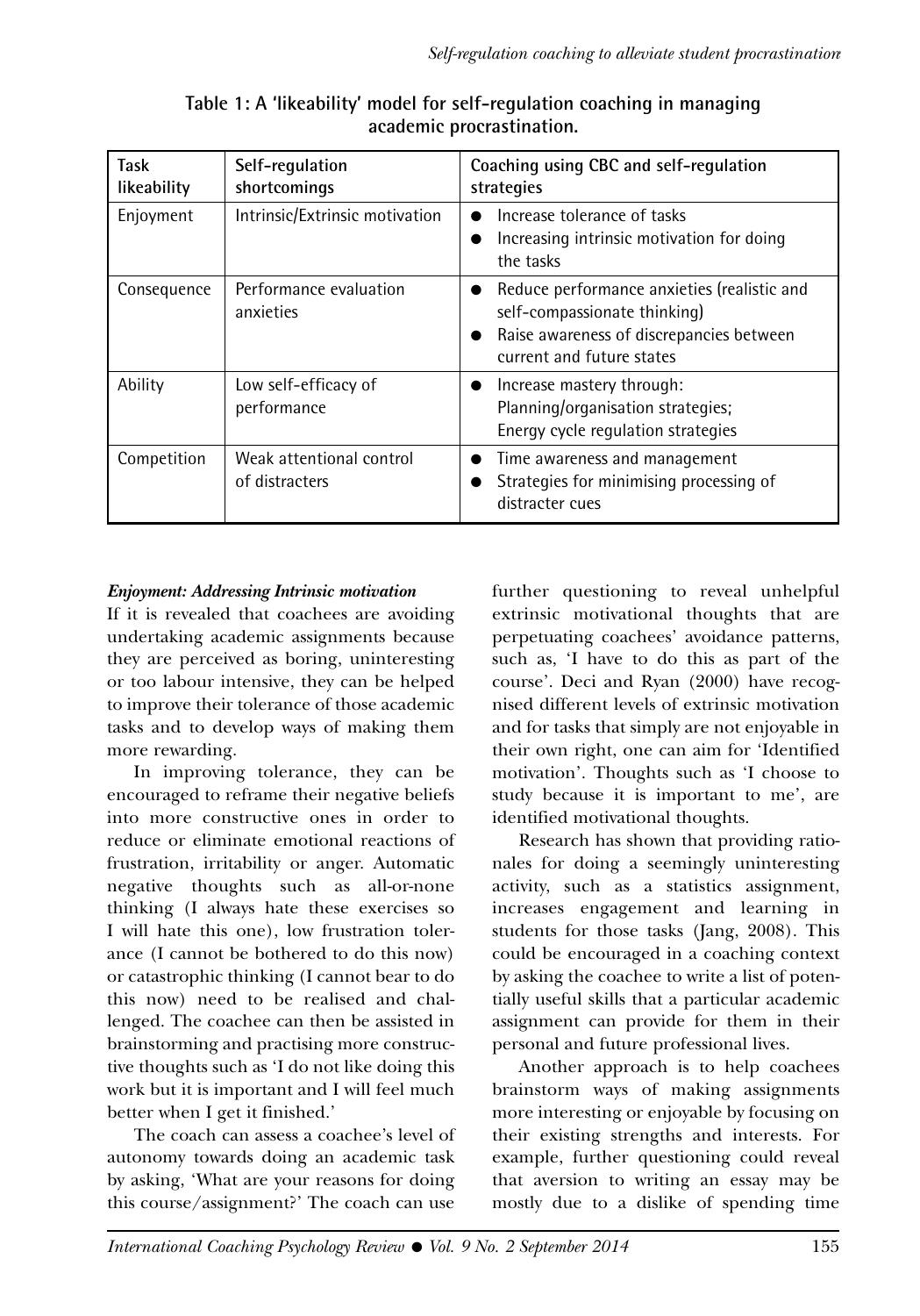**Table 1: A 'likeability' model for self-regulation coaching in managing academic procrastination.**

| Task likeability | Self-regulation shortcomings | Coaching using CBC and self-regulation strategies |
|---|---|---|
| Enjoyment | Intrinsic/Extrinsic motivation | ● Increase tolerance of tasks<br>● Increasing intrinsic motivation for doing the tasks |
| Consequence | Performance evaluation anxieties | ● Reduce performance anxieties (realistic and self-compassionate thinking)<br>● Raise awareness of discrepancies between current and future states |
| Ability | Low self-efficacy of performance | ● Increase mastery through: Planning/organisation strategies; Energy cycle regulation strategies |
| Competition | Weak attentional control of distracters | ● Time awareness and management<br>● Strategies for minimising processing of distracter cues |

***Enjoyment: Addressing Intrinsic motivation***

If it is revealed that coachees are avoiding undertaking academic assignments because they are perceived as boring, uninteresting or too labour intensive, they can be helped to improve their tolerance of those academic tasks and to develop ways of making them more rewarding.

In improving tolerance, they can be encouraged to reframe their negative beliefs into more constructive ones in order to reduce or eliminate emotional reactions of frustration, irritability or anger. Automatic negative thoughts such as all-or-none thinking (I always hate these exercises so I will hate this one), low frustration tolerance (I cannot be bothered to do this now) or catastrophic thinking (I cannot bear to do this now) need to be realised and challenged. The coachee can then be assisted in brainstorming and practising more constructive thoughts such as 'I do not like doing this work but it is important and I will feel much better when I get it finished.'

The coach can assess a coachee's level of autonomy towards doing an academic task by asking, 'What are your reasons for doing this course/assignment?' The coach can use further questioning to reveal unhelpful extrinsic motivational thoughts that are perpetuating coachees' avoidance patterns, such as, 'I have to do this as part of the course'. Deci and Ryan (2000) have recognised different levels of extrinsic motivation and for tasks that simply are not enjoyable in their own right, one can aim for 'Identified motivation'. Thoughts such as 'I choose to study because it is important to me', are identified motivational thoughts.

Research has shown that providing rationales for doing a seemingly uninteresting activity, such as a statistics assignment, increases engagement and learning in students for those tasks (Jang, 2008). This could be encouraged in a coaching context by asking the coachee to write a list of potentially useful skills that a particular academic assignment can provide for them in their personal and future professional lives.

Another approach is to help coachees brainstorm ways of making assignments more interesting or enjoyable by focusing on their existing strengths and interests. For example, further questioning could reveal that aversion to writing an essay may be mostly due to a dislike of spending time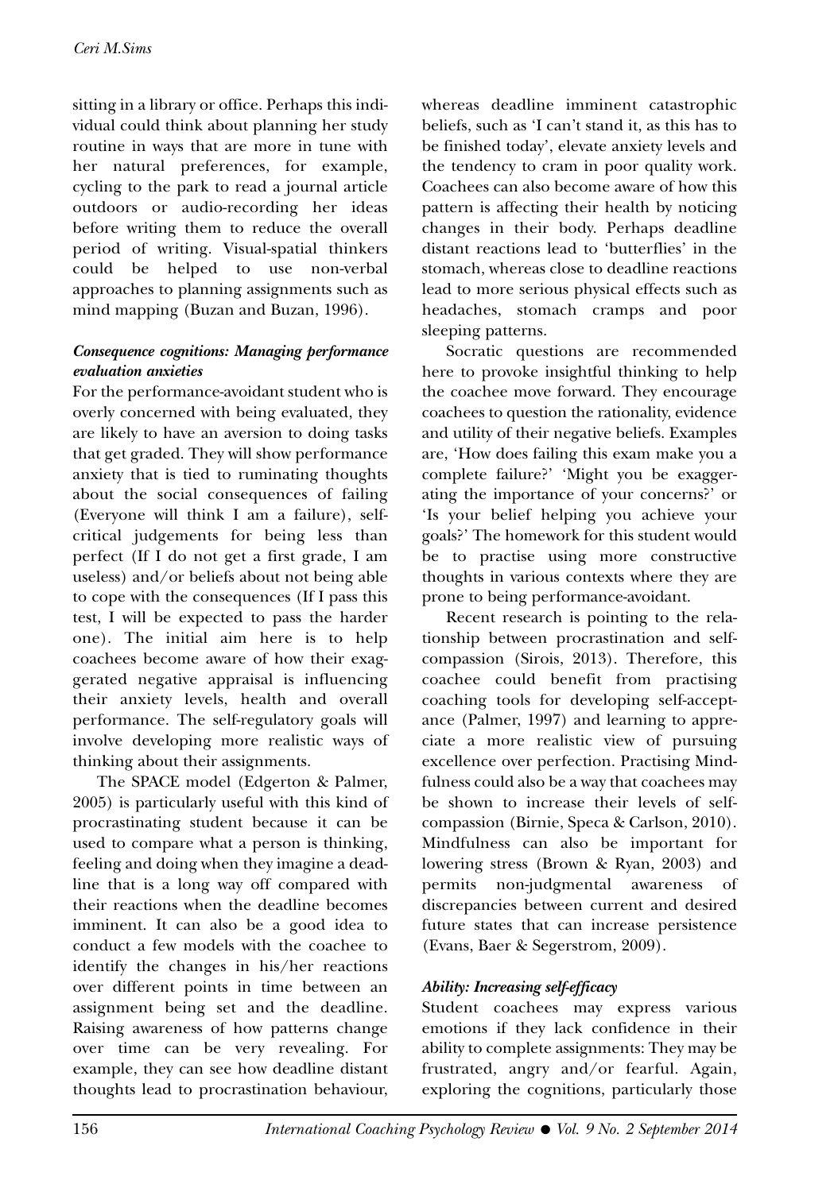sitting in a library or office. Perhaps this individual could think about planning her study routine in ways that are more in tune with her natural preferences, for example, cycling to the park to read a journal article outdoors or audio-recording her ideas before writing them to reduce the overall period of writing. Visual-spatial thinkers could be helped to use non-verbal approaches to planning assignments such as mind mapping (Buzan and Buzan, 1996).

### *Consequence cognitions: Managing performance evaluation anxieties*

For the performance-avoidant student who is overly concerned with being evaluated, they are likely to have an aversion to doing tasks that get graded. They will show performance anxiety that is tied to ruminating thoughts about the social consequences of failing (Everyone will think I am a failure), self-critical judgements for being less than perfect (If I do not get a first grade, I am useless) and/or beliefs about not being able to cope with the consequences (If I pass this test, I will be expected to pass the harder one). The initial aim here is to help coachees become aware of how their exaggerated negative appraisal is influencing their anxiety levels, health and overall performance. The self-regulatory goals will involve developing more realistic ways of thinking about their assignments.

The SPACE model (Edgerton & Palmer, 2005) is particularly useful with this kind of procrastinating student because it can be used to compare what a person is thinking, feeling and doing when they imagine a deadline that is a long way off compared with their reactions when the deadline becomes imminent. It can also be a good idea to conduct a few models with the coachee to identify the changes in his/her reactions over different points in time between an assignment being set and the deadline. Raising awareness of how patterns change over time can be very revealing. For example, they can see how deadline distant thoughts lead to procrastination behaviour, whereas deadline imminent catastrophic beliefs, such as 'I can't stand it, as this has to be finished today', elevate anxiety levels and the tendency to cram in poor quality work. Coachees can also become aware of how this pattern is affecting their health by noticing changes in their body. Perhaps deadline distant reactions lead to 'butterflies' in the stomach, whereas close to deadline reactions lead to more serious physical effects such as headaches, stomach cramps and poor sleeping patterns.

Socratic questions are recommended here to provoke insightful thinking to help the coachee move forward. They encourage coachees to question the rationality, evidence and utility of their negative beliefs. Examples are, 'How does failing this exam make you a complete failure?' 'Might you be exaggerating the importance of your concerns?' or 'Is your belief helping you achieve your goals?' The homework for this student would be to practise using more constructive thoughts in various contexts where they are prone to being performance-avoidant.

Recent research is pointing to the relationship between procrastination and self-compassion (Sirois, 2013). Therefore, this coachee could benefit from practising coaching tools for developing self-acceptance (Palmer, 1997) and learning to appreciate a more realistic view of pursuing excellence over perfection. Practising Mindfulness could also be a way that coachees may be shown to increase their levels of self-compassion (Birnie, Speca & Carlson, 2010). Mindfulness can also be important for lowering stress (Brown & Ryan, 2003) and permits non-judgmental awareness of discrepancies between current and desired future states that can increase persistence (Evans, Baer & Segerstrom, 2009).

### *Ability: Increasing self-efficacy*

Student coachees may express various emotions if they lack confidence in their ability to complete assignments: They may be frustrated, angry and/or fearful. Again, exploring the cognitions, particularly those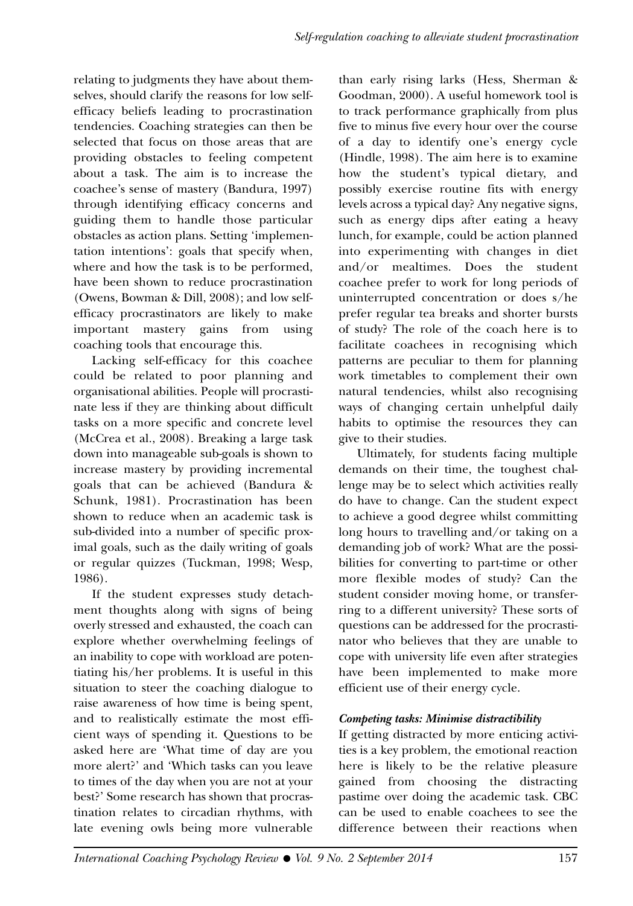relating to judgments they have about themselves, should clarify the reasons for low self-efficacy beliefs leading to procrastination tendencies. Coaching strategies can then be selected that focus on those areas that are providing obstacles to feeling competent about a task. The aim is to increase the coachee's sense of mastery (Bandura, 1997) through identifying efficacy concerns and guiding them to handle those particular obstacles as action plans. Setting 'implementation intentions': goals that specify when, where and how the task is to be performed, have been shown to reduce procrastination (Owens, Bowman & Dill, 2008); and low self-efficacy procrastinators are likely to make important mastery gains from using coaching tools that encourage this.

Lacking self-efficacy for this coachee could be related to poor planning and organisational abilities. People will procrastinate less if they are thinking about difficult tasks on a more specific and concrete level (McCrea et al., 2008). Breaking a large task down into manageable sub-goals is shown to increase mastery by providing incremental goals that can be achieved (Bandura & Schunk, 1981). Procrastination has been shown to reduce when an academic task is sub-divided into a number of specific proximal goals, such as the daily writing of goals or regular quizzes (Tuckman, 1998; Wesp, 1986).

If the student expresses study detachment thoughts along with signs of being overly stressed and exhausted, the coach can explore whether overwhelming feelings of an inability to cope with workload are potentiating his/her problems. It is useful in this situation to steer the coaching dialogue to raise awareness of how time is being spent, and to realistically estimate the most efficient ways of spending it. Questions to be asked here are 'What time of day are you more alert?' and 'Which tasks can you leave to times of the day when you are not at your best?' Some research has shown that procrastination relates to circadian rhythms, with late evening owls being more vulnerable than early rising larks (Hess, Sherman & Goodman, 2000). A useful homework tool is to track performance graphically from plus five to minus five every hour over the course of a day to identify one's energy cycle (Hindle, 1998). The aim here is to examine how the student's typical dietary, and possibly exercise routine fits with energy levels across a typical day? Any negative signs, such as energy dips after eating a heavy lunch, for example, could be action planned into experimenting with changes in diet and/or mealtimes. Does the student coachee prefer to work for long periods of uninterrupted concentration or does s/he prefer regular tea breaks and shorter bursts of study? The role of the coach here is to facilitate coachees in recognising which patterns are peculiar to them for planning work timetables to complement their own natural tendencies, whilst also recognising ways of changing certain unhelpful daily habits to optimise the resources they can give to their studies.

Ultimately, for students facing multiple demands on their time, the toughest challenge may be to select which activities really do have to change. Can the student expect to achieve a good degree whilst committing long hours to travelling and/or taking on a demanding job of work? What are the possibilities for converting to part-time or other more flexible modes of study? Can the student consider moving home, or transferring to a different university? These sorts of questions can be addressed for the procrastinator who believes that they are unable to cope with university life even after strategies have been implemented to make more efficient use of their energy cycle.

### *Competing tasks: Minimise distractibility*

If getting distracted by more enticing activities is a key problem, the emotional reaction here is likely to be the relative pleasure gained from choosing the distracting pastime over doing the academic task. CBC can be used to enable coachees to see the difference between their reactions when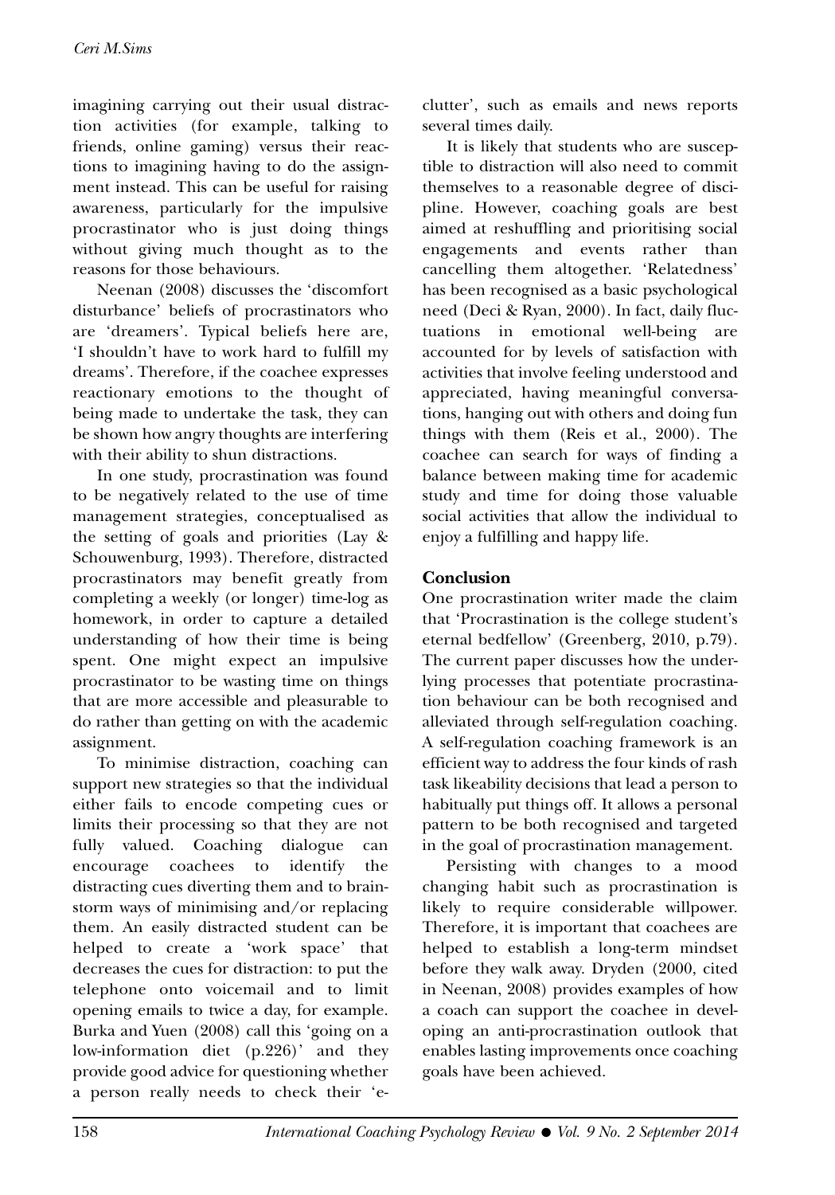imagining carrying out their usual distraction activities (for example, talking to friends, online gaming) versus their reactions to imagining having to do the assignment instead. This can be useful for raising awareness, particularly for the impulsive procrastinator who is just doing things without giving much thought as to the reasons for those behaviours.

Neenan (2008) discusses the 'discomfort disturbance' beliefs of procrastinators who are 'dreamers'. Typical beliefs here are, 'I shouldn't have to work hard to fulfill my dreams'. Therefore, if the coachee expresses reactionary emotions to the thought of being made to undertake the task, they can be shown how angry thoughts are interfering with their ability to shun distractions.

In one study, procrastination was found to be negatively related to the use of time management strategies, conceptualised as the setting of goals and priorities (Lay & Schouwenburg, 1993). Therefore, distracted procrastinators may benefit greatly from completing a weekly (or longer) time-log as homework, in order to capture a detailed understanding of how their time is being spent. One might expect an impulsive procrastinator to be wasting time on things that are more accessible and pleasurable to do rather than getting on with the academic assignment.

To minimise distraction, coaching can support new strategies so that the individual either fails to encode competing cues or limits their processing so that they are not fully valued. Coaching dialogue can encourage coachees to identify the distracting cues diverting them and to brainstorm ways of minimising and/or replacing them. An easily distracted student can be helped to create a 'work space' that decreases the cues for distraction: to put the telephone onto voicemail and to limit opening emails to twice a day, for example. Burka and Yuen (2008) call this 'going on a low-information diet (p.226)' and they provide good advice for questioning whether a person really needs to check their 'e-clutter', such as emails and news reports several times daily.

It is likely that students who are susceptible to distraction will also need to commit themselves to a reasonable degree of discipline. However, coaching goals are best aimed at reshuffling and prioritising social engagements and events rather than cancelling them altogether. 'Relatedness' has been recognised as a basic psychological need (Deci & Ryan, 2000). In fact, daily fluctuations in emotional well-being are accounted for by levels of satisfaction with activities that involve feeling understood and appreciated, having meaningful conversations, hanging out with others and doing fun things with them (Reis et al., 2000). The coachee can search for ways of finding a balance between making time for academic study and time for doing those valuable social activities that allow the individual to enjoy a fulfilling and happy life.

## Conclusion

One procrastination writer made the claim that 'Procrastination is the college student's eternal bedfellow' (Greenberg, 2010, p.79). The current paper discusses how the underlying processes that potentiate procrastination behaviour can be both recognised and alleviated through self-regulation coaching. A self-regulation coaching framework is an efficient way to address the four kinds of rash task likeability decisions that lead a person to habitually put things off. It allows a personal pattern to be both recognised and targeted in the goal of procrastination management.

Persisting with changes to a mood changing habit such as procrastination is likely to require considerable willpower. Therefore, it is important that coachees are helped to establish a long-term mindset before they walk away. Dryden (2000, cited in Neenan, 2008) provides examples of how a coach can support the coachee in developing an anti-procrastination outlook that enables lasting improvements once coaching goals have been achieved.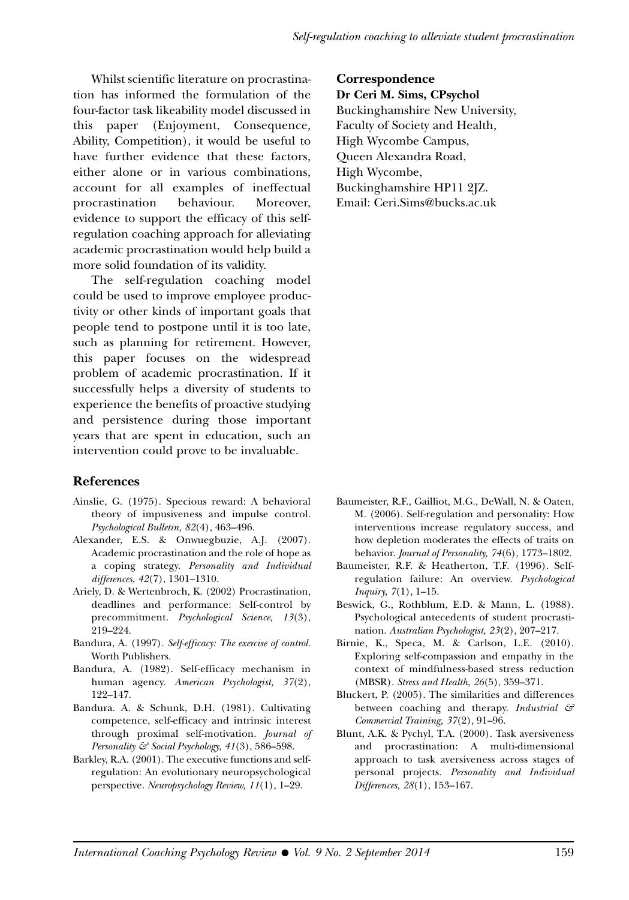Whilst scientific literature on procrastination has informed the formulation of the four-factor task likeability model discussed in this paper (Enjoyment, Consequence, Ability, Competition), it would be useful to have further evidence that these factors, either alone or in various combinations, account for all examples of ineffectual procrastination behaviour. Moreover, evidence to support the efficacy of this self-regulation coaching approach for alleviating academic procrastination would help build a more solid foundation of its validity.

The self-regulation coaching model could be used to improve employee productivity or other kinds of important goals that people tend to postpone until it is too late, such as planning for retirement. However, this paper focuses on the widespread problem of academic procrastination. If it successfully helps a diversity of students to experience the benefits of proactive studying and persistence during those important years that are spent in education, such an intervention could prove to be invaluable.

**Correspondence**
**Dr Ceri M. Sims, CPsychol**
Buckinghamshire New University,
Faculty of Society and Health,
High Wycombe Campus,
Queen Alexandra Road,
High Wycombe,
Buckinghamshire HP11 2JZ.
Email: Ceri.Sims@bucks.ac.uk

## References

Ainslie, G. (1975). Specious reward: A behavioral theory of impusiveness and impulse control. *Psychological Bulletin, 82*(4), 463–496.

Alexander, E.S. & Onwuegbuzie, A.J. (2007). Academic procrastination and the role of hope as a coping strategy. *Personality and Individual differences, 42*(7), 1301–1310.

Ariely, D. & Wertenbroch, K. (2002) Procrastination, deadlines and performance: Self-control by precommitment. *Psychological Science, 13*(3), 219–224.

Bandura, A. (1997). *Self-efficacy: The exercise of control.* Worth Publishers.

Bandura, A. (1982). Self-efficacy mechanism in human agency. *American Psychologist, 37*(2), 122–147.

Bandura. A. & Schunk, D.H. (1981). Cultivating competence, self-efficacy and intrinsic interest through proximal self-motivation. *Journal of Personality & Social Psychology, 41*(3), 586–598.

Barkley, R.A. (2001). The executive functions and self-regulation: An evolutionary neuropsychological perspective. *Neuropsychology Review, 11*(1), 1–29.

Baumeister, R.F., Gailliot, M.G., DeWall, N. & Oaten, M. (2006). Self-regulation and personality: How interventions increase regulatory success, and how depletion moderates the effects of traits on behavior. *Journal of Personality, 74*(6), 1773–1802.

Baumeister, R.F. & Heatherton, T.F. (1996). Self-regulation failure: An overview. *Psychological Inquiry, 7*(1), 1–15.

Beswick, G., Rothblum, E.D. & Mann, L. (1988). Psychological antecedents of student procrastination. *Australian Psychologist, 23*(2), 207–217.

Birnie, K., Speca, M. & Carlson, L.E. (2010). Exploring self-compassion and empathy in the context of mindfulness-based stress reduction (MBSR). *Stress and Health, 26*(5), 359–371.

Bluckert, P. (2005). The similarities and differences between coaching and therapy. *Industrial & Commercial Training, 37*(2), 91–96.

Blunt, A.K. & Pychyl, T.A. (2000). Task aversiveness and procrastination: A multi-dimensional approach to task aversiveness across stages of personal projects. *Personality and Individual Differences, 28*(1), 153–167.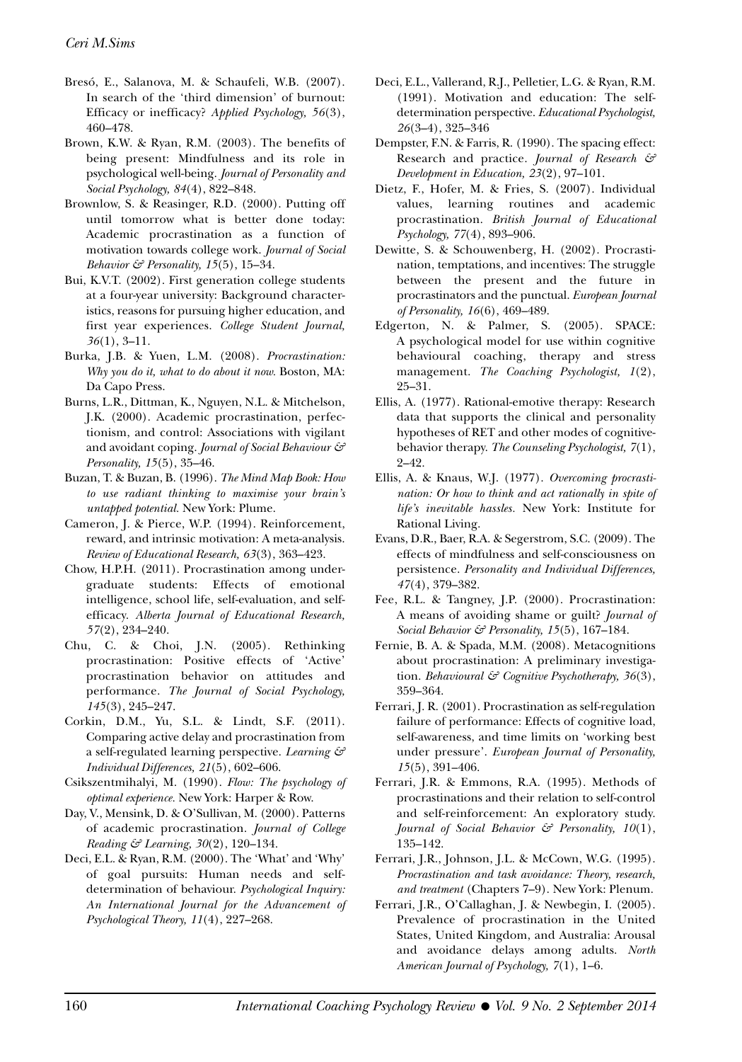Bresó, E., Salanova, M. & Schaufeli, W.B. (2007). In search of the 'third dimension' of burnout: Efficacy or inefficacy? *Applied Psychology, 56*(3), 460–478.

Brown, K.W. & Ryan, R.M. (2003). The benefits of being present: Mindfulness and its role in psychological well-being. *Journal of Personality and Social Psychology, 84*(4), 822–848.

Brownlow, S. & Reasinger, R.D. (2000). Putting off until tomorrow what is better done today: Academic procrastination as a function of motivation towards college work. *Journal of Social Behavior & Personality, 15*(5), 15–34.

Bui, K.V.T. (2002). First generation college students at a four-year university: Background characteristics, reasons for pursuing higher education, and first year experiences. *College Student Journal, 36*(1), 3–11.

Burka, J.B. & Yuen, L.M. (2008). *Procrastination: Why you do it, what to do about it now.* Boston, MA: Da Capo Press.

Burns, L.R., Dittman, K., Nguyen, N.L. & Mitchelson, J.K. (2000). Academic procrastination, perfectionism, and control: Associations with vigilant and avoidant coping. *Journal of Social Behaviour & Personality, 15*(5), 35–46.

Buzan, T. & Buzan, B. (1996). *The Mind Map Book: How to use radiant thinking to maximise your brain's untapped potential.* New York: Plume.

Cameron, J. & Pierce, W.P. (1994). Reinforcement, reward, and intrinsic motivation: A meta-analysis. *Review of Educational Research, 63*(3), 363–423.

Chow, H.P.H. (2011). Procrastination among undergraduate students: Effects of emotional intelligence, school life, self-evaluation, and self-efficacy. *Alberta Journal of Educational Research, 57*(2), 234–240.

Chu, C. & Choi, J.N. (2005). Rethinking procrastination: Positive effects of 'Active' procrastination behavior on attitudes and performance. *The Journal of Social Psychology, 145*(3), 245–247.

Corkin, D.M., Yu, S.L. & Lindt, S.F. (2011). Comparing active delay and procrastination from a self-regulated learning perspective. *Learning & Individual Differences, 21*(5), 602–606.

Csikszentmihalyi, M. (1990). *Flow: The psychology of optimal experience.* New York: Harper & Row.

Day, V., Mensink, D. & O'Sullivan, M. (2000). Patterns of academic procrastination. *Journal of College Reading & Learning, 30*(2), 120–134.

Deci, E.L. & Ryan, R.M. (2000). The 'What' and 'Why' of goal pursuits: Human needs and self-determination of behaviour. *Psychological Inquiry: An International Journal for the Advancement of Psychological Theory, 11*(4), 227–268.

Deci, E.L., Vallerand, R.J., Pelletier, L.G. & Ryan, R.M. (1991). Motivation and education: The self-determination perspective. *Educational Psychologist, 26*(3–4), 325–346

Dempster, F.N. & Farris, R. (1990). The spacing effect: Research and practice. *Journal of Research & Development in Education, 23*(2), 97–101.

Dietz, F., Hofer, M. & Fries, S. (2007). Individual values, learning routines and academic procrastination. *British Journal of Educational Psychology, 77*(4), 893–906.

Dewitte, S. & Schouwenberg, H. (2002). Procrastination, temptations, and incentives: The struggle between the present and the future in procrastinators and the punctual. *European Journal of Personality, 16*(6), 469–489.

Edgerton, N. & Palmer, S. (2005). SPACE: A psychological model for use within cognitive behavioural coaching, therapy and stress management. *The Coaching Psychologist, 1*(2), 25–31.

Ellis, A. (1977). Rational-emotive therapy: Research data that supports the clinical and personality hypotheses of RET and other modes of cognitive-behavior therapy. *The Counseling Psychologist, 7*(1), 2–42.

Ellis, A. & Knaus, W.J. (1977). *Overcoming procrastination: Or how to think and act rationally in spite of life's inevitable hassles.* New York: Institute for Rational Living.

Evans, D.R., Baer, R.A. & Segerstrom, S.C. (2009). The effects of mindfulness and self-consciousness on persistence. *Personality and Individual Differences, 47*(4), 379–382.

Fee, R.L. & Tangney, J.P. (2000). Procrastination: A means of avoiding shame or guilt? *Journal of Social Behavior & Personality, 15*(5), 167–184.

Fernie, B. A. & Spada, M.M. (2008). Metacognitions about procrastination: A preliminary investigation. *Behavioural & Cognitive Psychotherapy, 36*(3), 359–364.

Ferrari, J. R. (2001). Procrastination as self-regulation failure of performance: Effects of cognitive load, self-awareness, and time limits on 'working best under pressure'. *European Journal of Personality, 15*(5), 391–406.

Ferrari, J.R. & Emmons, R.A. (1995). Methods of procrastinations and their relation to self-control and self-reinforcement: An exploratory study. *Journal of Social Behavior & Personality, 10*(1), 135–142.

Ferrari, J.R., Johnson, J.L. & McCown, W.G. (1995). *Procrastination and task avoidance: Theory, research, and treatment* (Chapters 7–9). New York: Plenum.

Ferrari, J.R., O'Callaghan, J. & Newbegin, I. (2005). Prevalence of procrastination in the United States, United Kingdom, and Australia: Arousal and avoidance delays among adults. *North American Journal of Psychology, 7*(1), 1–6.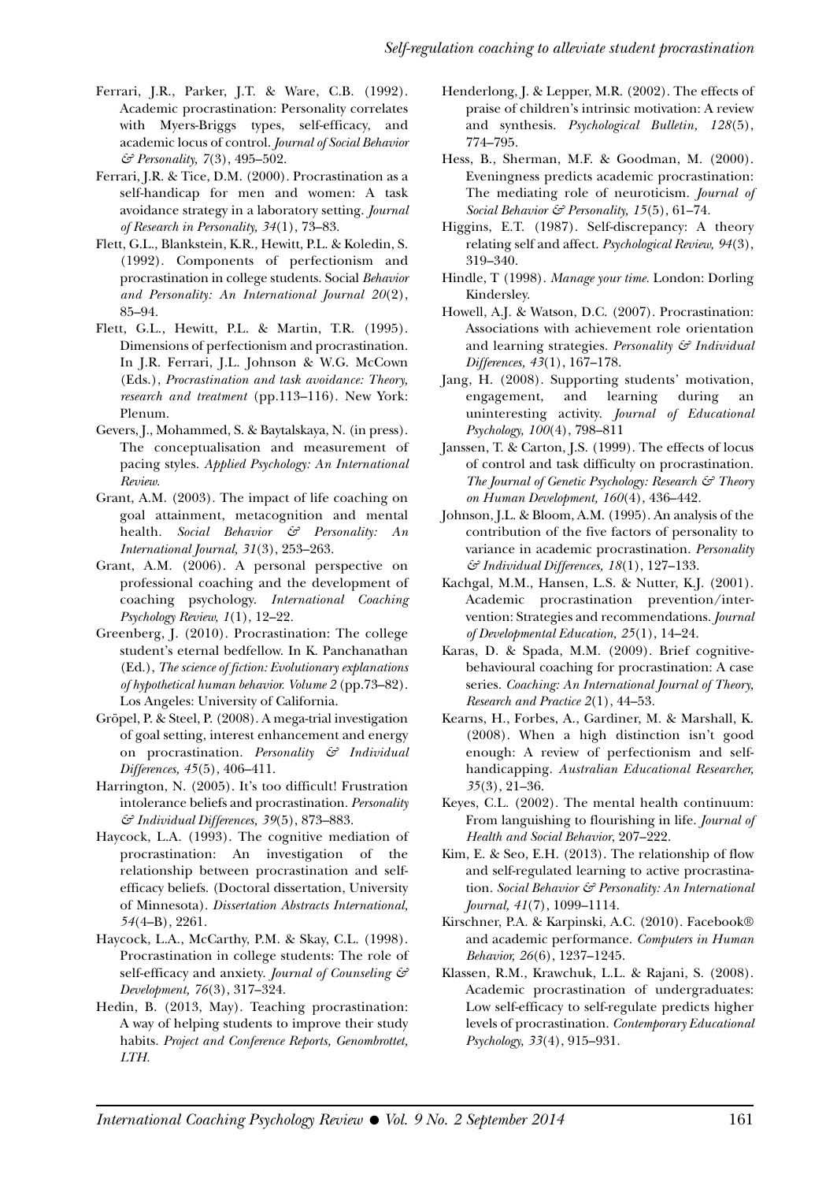Ferrari, J.R., Parker, J.T. & Ware, C.B. (1992). Academic procrastination: Personality correlates with Myers-Briggs types, self-efficacy, and academic locus of control. *Journal of Social Behavior & Personality, 7*(3), 495–502.

Ferrari, J.R. & Tice, D.M. (2000). Procrastination as a self-handicap for men and women: A task avoidance strategy in a laboratory setting. *Journal of Research in Personality, 34*(1), 73–83.

Flett, G.L., Blankstein, K.R., Hewitt, P.L. & Koledin, S. (1992). Components of perfectionism and procrastination in college students. Social *Behavior and Personality: An International Journal 20*(2), 85–94.

Flett, G.L., Hewitt, P.L. & Martin, T.R. (1995). Dimensions of perfectionism and procrastination. In J.R. Ferrari, J.L. Johnson & W.G. McCown (Eds.), *Procrastination and task avoidance: Theory, research and treatment* (pp.113–116). New York: Plenum.

Gevers, J., Mohammed, S. & Baytalskaya, N. (in press). The conceptualisation and measurement of pacing styles. *Applied Psychology: An International Review.*

Grant, A.M. (2003). The impact of life coaching on goal attainment, metacognition and mental health. *Social Behavior & Personality: An International Journal, 31*(3), 253–263.

Grant, A.M. (2006). A personal perspective on professional coaching and the development of coaching psychology. *International Coaching Psychology Review, 1*(1), 12–22.

Greenberg, J. (2010). Procrastination: The college student's eternal bedfellow. In K. Panchanathan (Ed.), *The science of fiction: Evolutionary explanations of hypothetical human behavior. Volume 2* (pp.73–82). Los Angeles: University of California.

Gröpel, P. & Steel, P. (2008). A mega-trial investigation of goal setting, interest enhancement and energy on procrastination. *Personality & Individual Differences, 45*(5), 406–411.

Harrington, N. (2005). It's too difficult! Frustration intolerance beliefs and procrastination. *Personality & Individual Differences, 39*(5), 873–883.

Haycock, L.A. (1993). The cognitive mediation of procrastination: An investigation of the relationship between procrastination and self-efficacy beliefs. (Doctoral dissertation, University of Minnesota). *Dissertation Abstracts International, 54*(4–B), 2261.

Haycock, L.A., McCarthy, P.M. & Skay, C.L. (1998). Procrastination in college students: The role of self-efficacy and anxiety. *Journal of Counseling & Development, 76*(3), 317–324.

Hedin, B. (2013, May). Teaching procrastination: A way of helping students to improve their study habits. *Project and Conference Reports, Genombrottet, LTH.*

Henderlong, J. & Lepper, M.R. (2002). The effects of praise of children's intrinsic motivation: A review and synthesis. *Psychological Bulletin, 128*(5), 774–795.

Hess, B., Sherman, M.F. & Goodman, M. (2000). Eveningness predicts academic procrastination: The mediating role of neuroticism. *Journal of Social Behavior & Personality, 15*(5), 61–74.

Higgins, E.T. (1987). Self-discrepancy: A theory relating self and affect. *Psychological Review, 94*(3), 319–340.

Hindle, T (1998). *Manage your time.* London: Dorling Kindersley.

Howell, A.J. & Watson, D.C. (2007). Procrastination: Associations with achievement role orientation and learning strategies. *Personality & Individual Differences, 43*(1), 167–178.

Jang, H. (2008). Supporting students' motivation, engagement, and learning during an uninteresting activity. *Journal of Educational Psychology, 100*(4), 798–811

Janssen, T. & Carton, J.S. (1999). The effects of locus of control and task difficulty on procrastination. *The Journal of Genetic Psychology: Research & Theory on Human Development, 160*(4), 436–442.

Johnson, J.L. & Bloom, A.M. (1995). An analysis of the contribution of the five factors of personality to variance in academic procrastination. *Personality & Individual Differences, 18*(1), 127–133.

Kachgal, M.M., Hansen, L.S. & Nutter, K.J. (2001). Academic procrastination prevention/intervention: Strategies and recommendations. *Journal of Developmental Education, 25*(1), 14–24.

Karas, D. & Spada, M.M. (2009). Brief cognitive-behavioural coaching for procrastination: A case series. *Coaching: An International Journal of Theory, Research and Practice 2*(1), 44–53.

Kearns, H., Forbes, A., Gardiner, M. & Marshall, K. (2008). When a high distinction isn't good enough: A review of perfectionism and self-handicapping. *Australian Educational Researcher, 35*(3), 21–36.

Keyes, C.L. (2002). The mental health continuum: From languishing to flourishing in life. *Journal of Health and Social Behavior*, 207–222.

Kim, E. & Seo, E.H. (2013). The relationship of flow and self-regulated learning to active procrastination. *Social Behavior & Personality: An International Journal, 41*(7), 1099–1114.

Kirschner, P.A. & Karpinski, A.C. (2010). Facebook® and academic performance. *Computers in Human Behavior, 26*(6), 1237–1245.

Klassen, R.M., Krawchuk, L.L. & Rajani, S. (2008). Academic procrastination of undergraduates: Low self-efficacy to self-regulate predicts higher levels of procrastination. *Contemporary Educational Psychology, 33*(4), 915–931.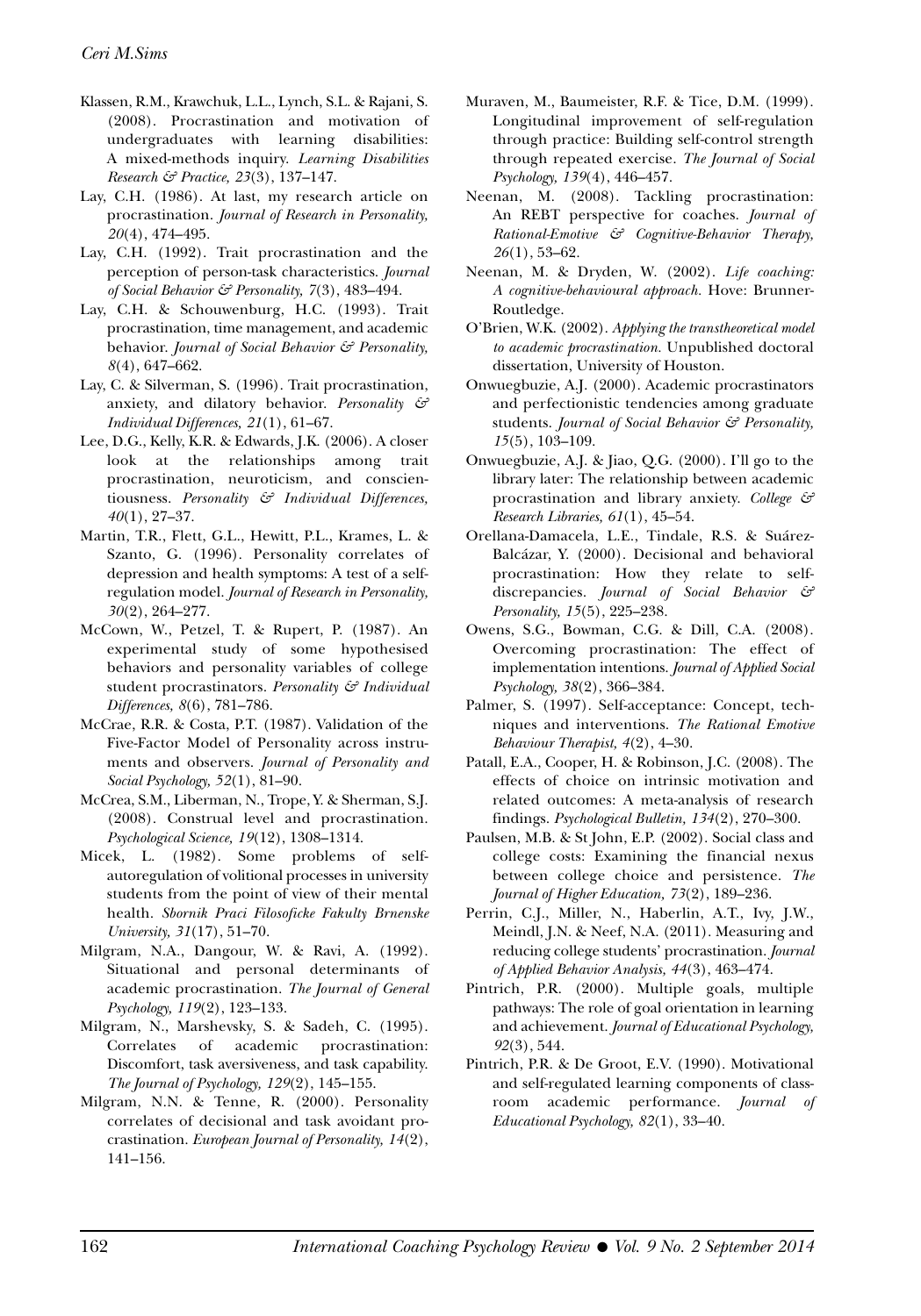Klassen, R.M., Krawchuk, L.L., Lynch, S.L. & Rajani, S. (2008). Procrastination and motivation of undergraduates with learning disabilities: A mixed-methods inquiry. *Learning Disabilities Research & Practice, 23*(3), 137–147.

Lay, C.H. (1986). At last, my research article on procrastination. *Journal of Research in Personality, 20*(4), 474–495.

Lay, C.H. (1992). Trait procrastination and the perception of person-task characteristics. *Journal of Social Behavior & Personality, 7*(3), 483–494.

Lay, C.H. & Schouwenburg, H.C. (1993). Trait procrastination, time management, and academic behavior. *Journal of Social Behavior & Personality, 8*(4), 647–662.

Lay, C. & Silverman, S. (1996). Trait procrastination, anxiety, and dilatory behavior. *Personality & Individual Differences, 21*(1), 61–67.

Lee, D.G., Kelly, K.R. & Edwards, J.K. (2006). A closer look at the relationships among trait procrastination, neuroticism, and conscientiousness. *Personality & Individual Differences, 40*(1), 27–37.

Martin, T.R., Flett, G.L., Hewitt, P.L., Krames, L. & Szanto, G. (1996). Personality correlates of depression and health symptoms: A test of a self-regulation model. *Journal of Research in Personality, 30*(2), 264–277.

McCown, W., Petzel, T. & Rupert, P. (1987). An experimental study of some hypothesised behaviors and personality variables of college student procrastinators. *Personality & Individual Differences, 8*(6), 781–786.

McCrae, R.R. & Costa, P.T. (1987). Validation of the Five-Factor Model of Personality across instruments and observers. *Journal of Personality and Social Psychology, 52*(1), 81–90.

McCrea, S.M., Liberman, N., Trope, Y. & Sherman, S.J. (2008). Construal level and procrastination. *Psychological Science, 19*(12), 1308–1314.

Micek, L. (1982). Some problems of self-autoregulation of volitional processes in university students from the point of view of their mental health. *Sbornik Praci Filosoficke Fakulty Brnenske University, 31*(17), 51–70.

Milgram, N.A., Dangour, W. & Ravi, A. (1992). Situational and personal determinants of academic procrastination. *The Journal of General Psychology, 119*(2), 123–133.

Milgram, N., Marshevsky, S. & Sadeh, C. (1995). Correlates of academic procrastination: Discomfort, task aversiveness, and task capability. *The Journal of Psychology, 129*(2), 145–155.

Milgram, N.N. & Tenne, R. (2000). Personality correlates of decisional and task avoidant procrastination. *European Journal of Personality, 14*(2), 141–156.

Muraven, M., Baumeister, R.F. & Tice, D.M. (1999). Longitudinal improvement of self-regulation through practice: Building self-control strength through repeated exercise. *The Journal of Social Psychology, 139*(4), 446–457.

Neenan, M. (2008). Tackling procrastination: An REBT perspective for coaches. *Journal of Rational-Emotive & Cognitive-Behavior Therapy, 26*(1), 53–62.

Neenan, M. & Dryden, W. (2002). *Life coaching: A cognitive-behavioural approach.* Hove: Brunner-Routledge.

O'Brien, W.K. (2002). *Applying the transtheoretical model to academic procrastination.* Unpublished doctoral dissertation, University of Houston.

Onwuegbuzie, A.J. (2000). Academic procrastinators and perfectionistic tendencies among graduate students. *Journal of Social Behavior & Personality, 15*(5), 103–109.

Onwuegbuzie, A.J. & Jiao, Q.G. (2000). I'll go to the library later: The relationship between academic procrastination and library anxiety. *College & Research Libraries, 61*(1), 45–54.

Orellana-Damacela, L.E., Tindale, R.S. & Suárez-Balcázar, Y. (2000). Decisional and behavioral procrastination: How they relate to self-discrepancies. *Journal of Social Behavior & Personality, 15*(5), 225–238.

Owens, S.G., Bowman, C.G. & Dill, C.A. (2008). Overcoming procrastination: The effect of implementation intentions. *Journal of Applied Social Psychology, 38*(2), 366–384.

Palmer, S. (1997). Self-acceptance: Concept, techniques and interventions. *The Rational Emotive Behaviour Therapist, 4*(2), 4–30.

Patall, E.A., Cooper, H. & Robinson, J.C. (2008). The effects of choice on intrinsic motivation and related outcomes: A meta-analysis of research findings. *Psychological Bulletin, 134*(2), 270–300.

Paulsen, M.B. & St John, E.P. (2002). Social class and college costs: Examining the financial nexus between college choice and persistence. *The Journal of Higher Education, 73*(2), 189–236.

Perrin, C.J., Miller, N., Haberlin, A.T., Ivy, J.W., Meindl, J.N. & Neef, N.A. (2011). Measuring and reducing college students' procrastination. *Journal of Applied Behavior Analysis, 44*(3), 463–474.

Pintrich, P.R. (2000). Multiple goals, multiple pathways: The role of goal orientation in learning and achievement. *Journal of Educational Psychology, 92*(3), 544.

Pintrich, P.R. & De Groot, E.V. (1990). Motivational and self-regulated learning components of classroom academic performance. *Journal of Educational Psychology, 82*(1), 33–40.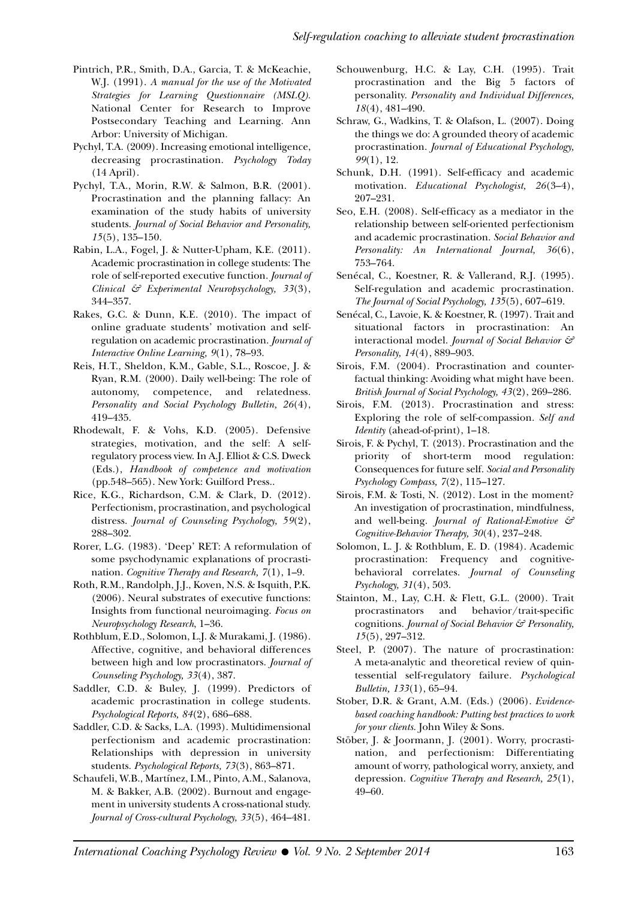Pintrich, P.R., Smith, D.A., Garcia, T. & McKeachie, W.J. (1991). *A manual for the use of the Motivated Strategies for Learning Questionnaire (MSLQ).* National Center for Research to Improve Postsecondary Teaching and Learning. Ann Arbor: University of Michigan.

Pychyl, T.A. (2009). Increasing emotional intelligence, decreasing procrastination. *Psychology Today* (14 April).

Pychyl, T.A., Morin, R.W. & Salmon, B.R. (2001). Procrastination and the planning fallacy: An examination of the study habits of university students. *Journal of Social Behavior and Personality, 15*(5), 135–150.

Rabin, L.A., Fogel, J. & Nutter-Upham, K.E. (2011). Academic procrastination in college students: The role of self-reported executive function. *Journal of Clinical & Experimental Neuropsychology, 33*(3), 344–357.

Rakes, G.C. & Dunn, K.E. (2010). The impact of online graduate students' motivation and self-regulation on academic procrastination. *Journal of Interactive Online Learning, 9*(1), 78–93.

Reis, H.T., Sheldon, K.M., Gable, S.L., Roscoe, J. & Ryan, R.M. (2000). Daily well-being: The role of autonomy, competence, and relatedness. *Personality and Social Psychology Bulletin, 26*(4), 419–435.

Rhodewalt, F. & Vohs, K.D. (2005). Defensive strategies, motivation, and the self: A self-regulatory process view. In A.J. Elliot & C.S. Dweck (Eds.), *Handbook of competence and motivation* (pp.548–565). New York: Guilford Press..

Rice, K.G., Richardson, C.M. & Clark, D. (2012). Perfectionism, procrastination, and psychological distress. *Journal of Counseling Psychology, 59*(2), 288–302.

Rorer, L.G. (1983). 'Deep' RET: A reformulation of some psychodynamic explanations of procrastination. *Cognitive Therapy and Research, 7*(1), 1–9.

Roth, R.M., Randolph, J.J., Koven, N.S. & Isquith, P.K. (2006). Neural substrates of executive functions: Insights from functional neuroimaging. *Focus on Neuropsychology Research*, 1–36.

Rothblum, E.D., Solomon, L.J. & Murakami, J. (1986). Affective, cognitive, and behavioral differences between high and low procrastinators. *Journal of Counseling Psychology, 33*(4), 387.

Saddler, C.D. & Buley, J. (1999). Predictors of academic procrastination in college students. *Psychological Reports, 84*(2), 686–688.

Saddler, C.D. & Sacks, L.A. (1993). Multidimensional perfectionism and academic procrastination: Relationships with depression in university students. *Psychological Reports, 73*(3), 863–871.

Schaufeli, W.B., Martínez, I.M., Pinto, A.M., Salanova, M. & Bakker, A.B. (2002). Burnout and engagement in university students A cross-national study. *Journal of Cross-cultural Psychology, 33*(5), 464–481.

Schouwenburg, H.C. & Lay, C.H. (1995). Trait procrastination and the Big 5 factors of personality. *Personality and Individual Differences, 18*(4), 481–490.

Schraw, G., Wadkins, T. & Olafson, L. (2007). Doing the things we do: A grounded theory of academic procrastination. *Journal of Educational Psychology, 99*(1), 12.

Schunk, D.H. (1991). Self-efficacy and academic motivation. *Educational Psychologist, 26*(3–4), 207–231.

Seo, E.H. (2008). Self-efficacy as a mediator in the relationship between self-oriented perfectionism and academic procrastination. *Social Behavior and Personality: An International Journal, 36*(6), 753–764.

Senécal, C., Koestner, R. & Vallerand, R.J. (1995). Self-regulation and academic procrastination. *The Journal of Social Psychology, 135*(5), 607–619.

Senécal, C., Lavoie, K. & Koestner, R. (1997). Trait and situational factors in procrastination: An interactional model. *Journal of Social Behavior & Personality, 14*(4), 889–903.

Sirois, F.M. (2004). Procrastination and counterfactual thinking: Avoiding what might have been. *British Journal of Social Psychology, 43*(2), 269–286.

Sirois, F.M. (2013). Procrastination and stress: Exploring the role of self-compassion. *Self and Identity* (ahead-of-print), 1–18.

Sirois, F. & Pychyl, T. (2013). Procrastination and the priority of short-term mood regulation: Consequences for future self. *Social and Personality Psychology Compass, 7*(2), 115–127.

Sirois, F.M. & Tosti, N. (2012). Lost in the moment? An investigation of procrastination, mindfulness, and well-being. *Journal of Rational-Emotive & Cognitive-Behavior Therapy, 30*(4), 237–248.

Solomon, L. J. & Rothblum, E. D. (1984). Academic procrastination: Frequency and cognitive-behavioral correlates. *Journal of Counseling Psychology, 31*(4), 503.

Stainton, M., Lay, C.H. & Flett, G.L. (2000). Trait procrastinators and behavior/trait-specific cognitions. *Journal of Social Behavior & Personality, 15*(5), 297–312.

Steel, P. (2007). The nature of procrastination: A meta-analytic and theoretical review of quintessential self-regulatory failure. *Psychological Bulletin, 133*(1), 65–94.

Stober, D.R. & Grant, A.M. (Eds.) (2006). *Evidence-based coaching handbook: Putting best practices to work for your clients.* John Wiley & Sons.

Stöber, J. & Joormann, J. (2001). Worry, procrastination, and perfectionism: Differentiating amount of worry, pathological worry, anxiety, and depression. *Cognitive Therapy and Research, 25*(1), 49–60.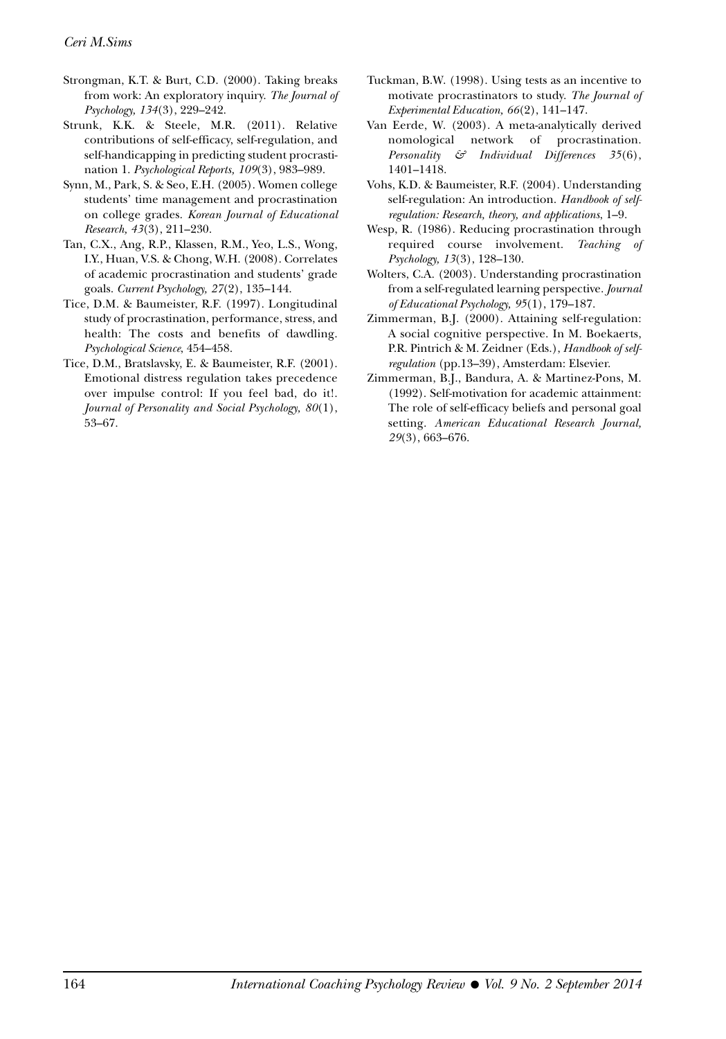Strongman, K.T. & Burt, C.D. (2000). Taking breaks from work: An exploratory inquiry. *The Journal of Psychology, 134*(3), 229–242.

Strunk, K.K. & Steele, M.R. (2011). Relative contributions of self-efficacy, self-regulation, and self-handicapping in predicting student procrastination 1. *Psychological Reports, 109*(3), 983–989.

Synn, M., Park, S. & Seo, E.H. (2005). Women college students' time management and procrastination on college grades. *Korean Journal of Educational Research, 43*(3), 211–230.

Tan, C.X., Ang, R.P., Klassen, R.M., Yeo, L.S., Wong, I.Y., Huan, V.S. & Chong, W.H. (2008). Correlates of academic procrastination and students' grade goals. *Current Psychology, 27*(2), 135–144.

Tice, D.M. & Baumeister, R.F. (1997). Longitudinal study of procrastination, performance, stress, and health: The costs and benefits of dawdling. *Psychological Science*, 454–458.

Tice, D.M., Bratslavsky, E. & Baumeister, R.F. (2001). Emotional distress regulation takes precedence over impulse control: If you feel bad, do it!. *Journal of Personality and Social Psychology, 80*(1), 53–67.

Tuckman, B.W. (1998). Using tests as an incentive to motivate procrastinators to study. *The Journal of Experimental Education, 66*(2), 141–147.

Van Eerde, W. (2003). A meta-analytically derived nomological network of procrastination. *Personality & Individual Differences 35*(6), 1401–1418.

Vohs, K.D. & Baumeister, R.F. (2004). Understanding self-regulation: An introduction. *Handbook of self-regulation: Research, theory, and applications*, 1–9.

Wesp, R. (1986). Reducing procrastination through required course involvement. *Teaching of Psychology, 13*(3), 128–130.

Wolters, C.A. (2003). Understanding procrastination from a self-regulated learning perspective. *Journal of Educational Psychology, 95*(1), 179–187.

Zimmerman, B.J. (2000). Attaining self-regulation: A social cognitive perspective. In M. Boekaerts, P.R. Pintrich & M. Zeidner (Eds.), *Handbook of self-regulation* (pp.13–39), Amsterdam: Elsevier.

Zimmerman, B.J., Bandura, A. & Martinez-Pons, M. (1992). Self-motivation for academic attainment: The role of self-efficacy beliefs and personal goal setting. *American Educational Research Journal, 29*(3), 663–676.